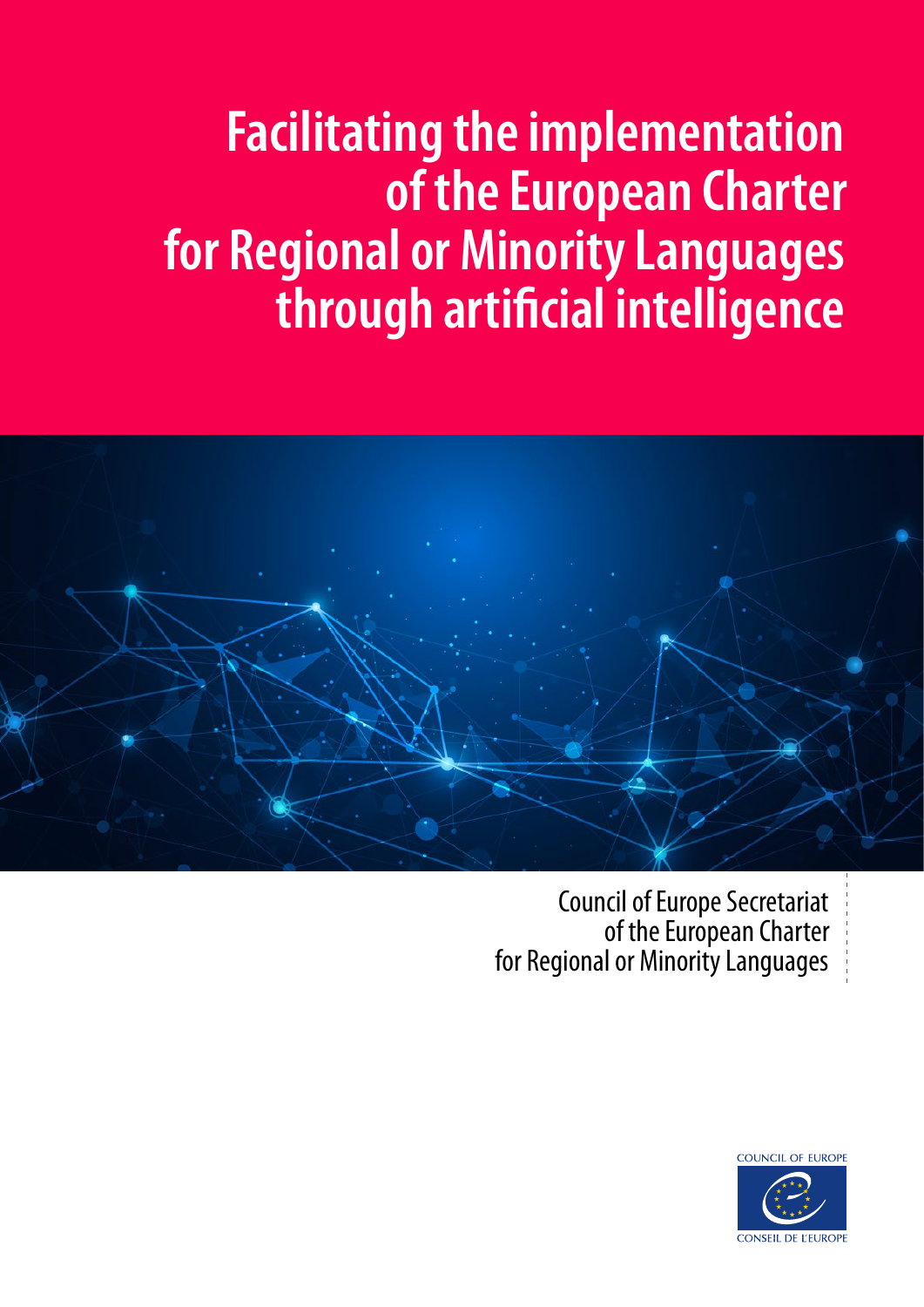# Facilitating the implementation of the European Charter for Regional or Minority Languages through artificial intelligence

Council of Europe Secretariat
of the European Charter
for Regional or Minority Languages

COUNCIL OF EUROPE

CONSEIL DE L'EUROPE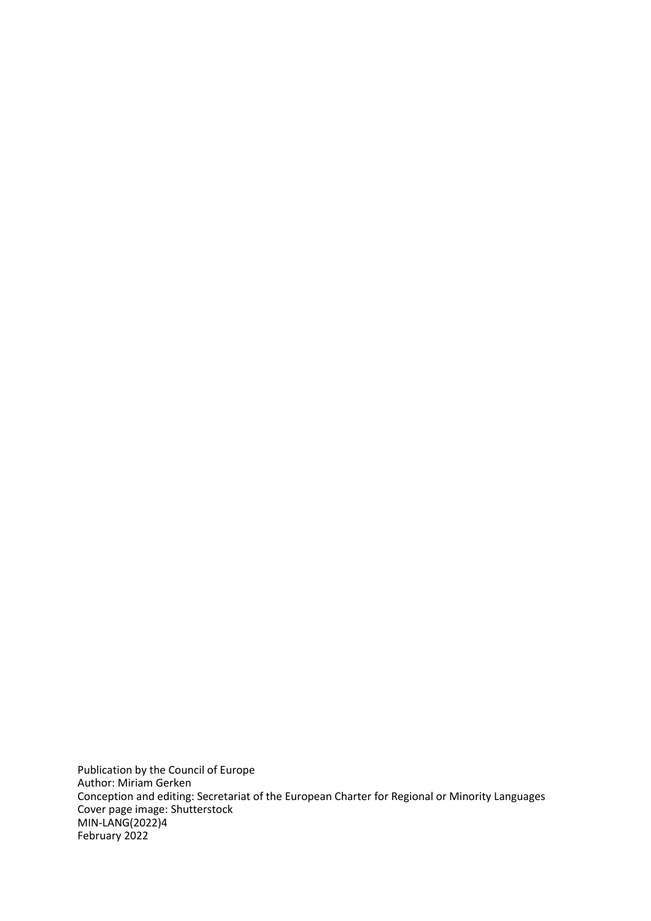Publication by the Council of Europe
Author: Miriam Gerken
Conception and editing: Secretariat of the European Charter for Regional or Minority Languages
Cover page image: Shutterstock
MIN-LANG(2022)4
February 2022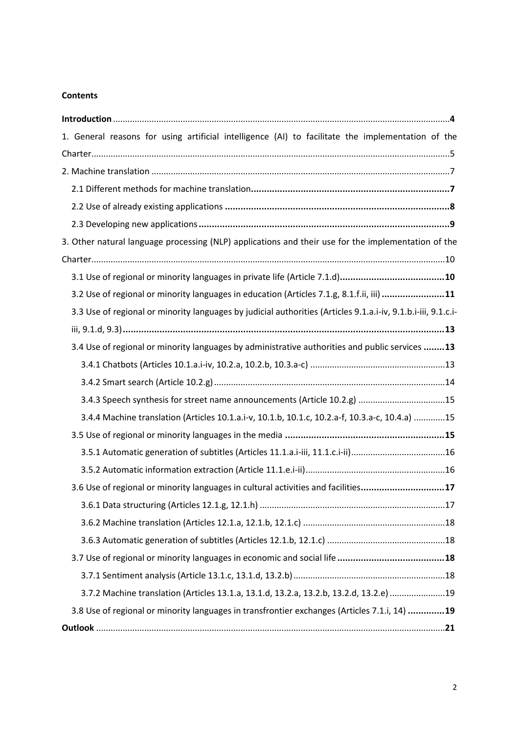**Contents**

**Introduction** .......... **4**

1. General reasons for using artificial intelligence (AI) to facilitate the implementation of the Charter .......... 5

2. Machine translation .......... 7

   2.1 Different methods for machine translation .......... **7**

   2.2 Use of already existing applications .......... **8**

   2.3 Developing new applications .......... **9**

3. Other natural language processing (NLP) applications and their use for the implementation of the Charter .......... 10

   3.1 Use of regional or minority languages in private life (Article 7.1.d) .......... **10**

   3.2 Use of regional or minority languages in education (Articles 7.1.g, 8.1.f.ii, iii) .......... **11**

   3.3 Use of regional or minority languages by judicial authorities (Articles 9.1.a.i-iv, 9.1.b.i-iii, 9.1.c.i-iii, 9.1.d, 9.3) .......... **13**

   3.4 Use of regional or minority languages by administrative authorities and public services .......... **13**

      3.4.1 Chatbots (Articles 10.1.a.i-iv, 10.2.a, 10.2.b, 10.3.a-c) .......... 13

      3.4.2 Smart search (Article 10.2.g) .......... 14

      3.4.3 Speech synthesis for street name announcements (Article 10.2.g) .......... 15

      3.4.4 Machine translation (Articles 10.1.a.i-v, 10.1.b, 10.1.c, 10.2.a-f, 10.3.a-c, 10.4.a) .......... 15

   3.5 Use of regional or minority languages in the media .......... **15**

      3.5.1 Automatic generation of subtitles (Articles 11.1.a.i-iii, 11.1.c.i-ii) .......... 16

      3.5.2 Automatic information extraction (Article 11.1.e.i-ii) .......... 16

   3.6 Use of regional or minority languages in cultural activities and facilities .......... **17**

      3.6.1 Data structuring (Articles 12.1.g, 12.1.h) .......... 17

      3.6.2 Machine translation (Articles 12.1.a, 12.1.b, 12.1.c) .......... 18

      3.6.3 Automatic generation of subtitles (Articles 12.1.b, 12.1.c) .......... 18

   3.7 Use of regional or minority languages in economic and social life .......... **18**

      3.7.1 Sentiment analysis (Article 13.1.c, 13.1.d, 13.2.b) .......... 18

      3.7.2 Machine translation (Articles 13.1.a, 13.1.d, 13.2.a, 13.2.b, 13.2.d, 13.2.e) .......... 19

   3.8 Use of regional or minority languages in transfrontier exchanges (Articles 7.1.i, 14) .......... **19**

**Outlook** .......... **21**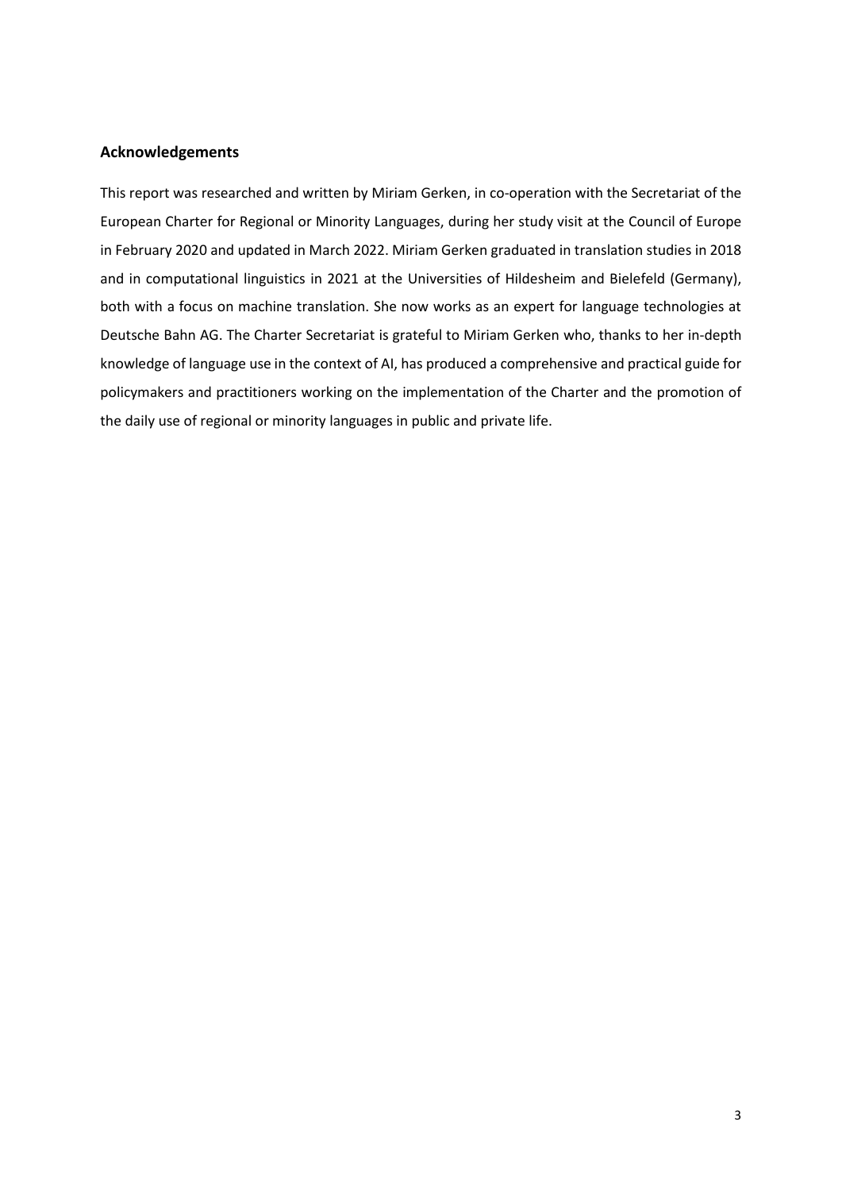## Acknowledgements

This report was researched and written by Miriam Gerken, in co-operation with the Secretariat of the European Charter for Regional or Minority Languages, during her study visit at the Council of Europe in February 2020 and updated in March 2022. Miriam Gerken graduated in translation studies in 2018 and in computational linguistics in 2021 at the Universities of Hildesheim and Bielefeld (Germany), both with a focus on machine translation. She now works as an expert for language technologies at Deutsche Bahn AG. The Charter Secretariat is grateful to Miriam Gerken who, thanks to her in-depth knowledge of language use in the context of AI, has produced a comprehensive and practical guide for policymakers and practitioners working on the implementation of the Charter and the promotion of the daily use of regional or minority languages in public and private life.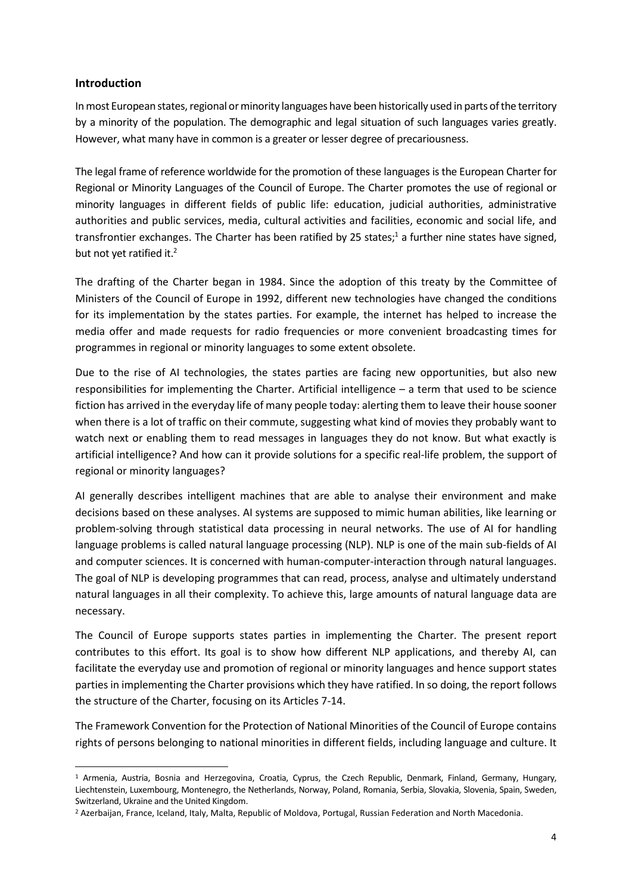## Introduction

In most European states, regional or minority languages have been historically used in parts of the territory by a minority of the population. The demographic and legal situation of such languages varies greatly. However, what many have in common is a greater or lesser degree of precariousness.

The legal frame of reference worldwide for the promotion of these languages is the European Charter for Regional or Minority Languages of the Council of Europe. The Charter promotes the use of regional or minority languages in different fields of public life: education, judicial authorities, administrative authorities and public services, media, cultural activities and facilities, economic and social life, and transfrontier exchanges. The Charter has been ratified by 25 states;[1] a further nine states have signed, but not yet ratified it.[2]

The drafting of the Charter began in 1984. Since the adoption of this treaty by the Committee of Ministers of the Council of Europe in 1992, different new technologies have changed the conditions for its implementation by the states parties. For example, the internet has helped to increase the media offer and made requests for radio frequencies or more convenient broadcasting times for programmes in regional or minority languages to some extent obsolete.

Due to the rise of AI technologies, the states parties are facing new opportunities, but also new responsibilities for implementing the Charter. Artificial intelligence – a term that used to be science fiction has arrived in the everyday life of many people today: alerting them to leave their house sooner when there is a lot of traffic on their commute, suggesting what kind of movies they probably want to watch next or enabling them to read messages in languages they do not know. But what exactly is artificial intelligence? And how can it provide solutions for a specific real-life problem, the support of regional or minority languages?

AI generally describes intelligent machines that are able to analyse their environment and make decisions based on these analyses. AI systems are supposed to mimic human abilities, like learning or problem-solving through statistical data processing in neural networks. The use of AI for handling language problems is called natural language processing (NLP). NLP is one of the main sub-fields of AI and computer sciences. It is concerned with human-computer-interaction through natural languages. The goal of NLP is developing programmes that can read, process, analyse and ultimately understand natural languages in all their complexity. To achieve this, large amounts of natural language data are necessary.

The Council of Europe supports states parties in implementing the Charter. The present report contributes to this effort. Its goal is to show how different NLP applications, and thereby AI, can facilitate the everyday use and promotion of regional or minority languages and hence support states parties in implementing the Charter provisions which they have ratified. In so doing, the report follows the structure of the Charter, focusing on its Articles 7-14.

The Framework Convention for the Protection of National Minorities of the Council of Europe contains rights of persons belonging to national minorities in different fields, including language and culture. It

---

[1] Armenia, Austria, Bosnia and Herzegovina, Croatia, Cyprus, the Czech Republic, Denmark, Finland, Germany, Hungary, Liechtenstein, Luxembourg, Montenegro, the Netherlands, Norway, Poland, Romania, Serbia, Slovakia, Slovenia, Spain, Sweden, Switzerland, Ukraine and the United Kingdom.

[2] Azerbaijan, France, Iceland, Italy, Malta, Republic of Moldova, Portugal, Russian Federation and North Macedonia.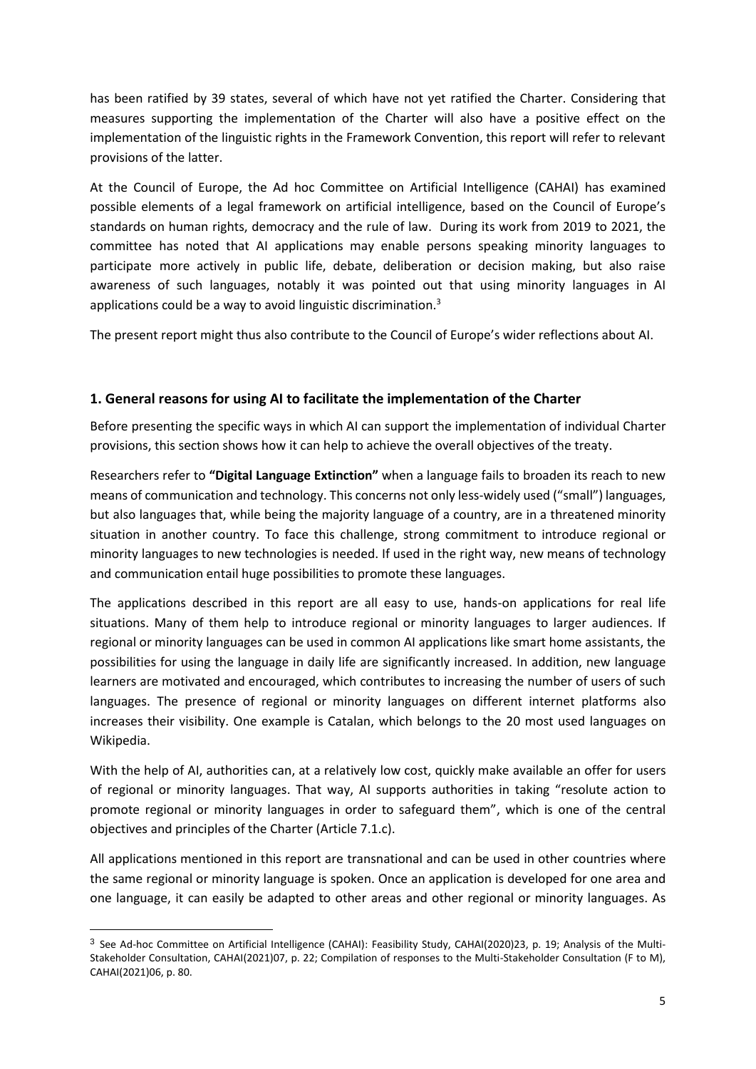has been ratified by 39 states, several of which have not yet ratified the Charter. Considering that measures supporting the implementation of the Charter will also have a positive effect on the implementation of the linguistic rights in the Framework Convention, this report will refer to relevant provisions of the latter.

At the Council of Europe, the Ad hoc Committee on Artificial Intelligence (CAHAI) has examined possible elements of a legal framework on artificial intelligence, based on the Council of Europe's standards on human rights, democracy and the rule of law. During its work from 2019 to 2021, the committee has noted that AI applications may enable persons speaking minority languages to participate more actively in public life, debate, deliberation or decision making, but also raise awareness of such languages, notably it was pointed out that using minority languages in AI applications could be a way to avoid linguistic discrimination.[3]

The present report might thus also contribute to the Council of Europe's wider reflections about AI.

## 1. General reasons for using AI to facilitate the implementation of the Charter

Before presenting the specific ways in which AI can support the implementation of individual Charter provisions, this section shows how it can help to achieve the overall objectives of the treaty.

Researchers refer to **"Digital Language Extinction"** when a language fails to broaden its reach to new means of communication and technology. This concerns not only less-widely used ("small") languages, but also languages that, while being the majority language of a country, are in a threatened minority situation in another country. To face this challenge, strong commitment to introduce regional or minority languages to new technologies is needed. If used in the right way, new means of technology and communication entail huge possibilities to promote these languages.

The applications described in this report are all easy to use, hands-on applications for real life situations. Many of them help to introduce regional or minority languages to larger audiences. If regional or minority languages can be used in common AI applications like smart home assistants, the possibilities for using the language in daily life are significantly increased. In addition, new language learners are motivated and encouraged, which contributes to increasing the number of users of such languages. The presence of regional or minority languages on different internet platforms also increases their visibility. One example is Catalan, which belongs to the 20 most used languages on Wikipedia.

With the help of AI, authorities can, at a relatively low cost, quickly make available an offer for users of regional or minority languages. That way, AI supports authorities in taking "resolute action to promote regional or minority languages in order to safeguard them", which is one of the central objectives and principles of the Charter (Article 7.1.c).

All applications mentioned in this report are transnational and can be used in other countries where the same regional or minority language is spoken. Once an application is developed for one area and one language, it can easily be adapted to other areas and other regional or minority languages. As

---

[3] See Ad-hoc Committee on Artificial Intelligence (CAHAI): Feasibility Study, CAHAI(2020)23, p. 19; Analysis of the Multi-Stakeholder Consultation, CAHAI(2021)07, p. 22; Compilation of responses to the Multi-Stakeholder Consultation (F to M), CAHAI(2021)06, p. 80.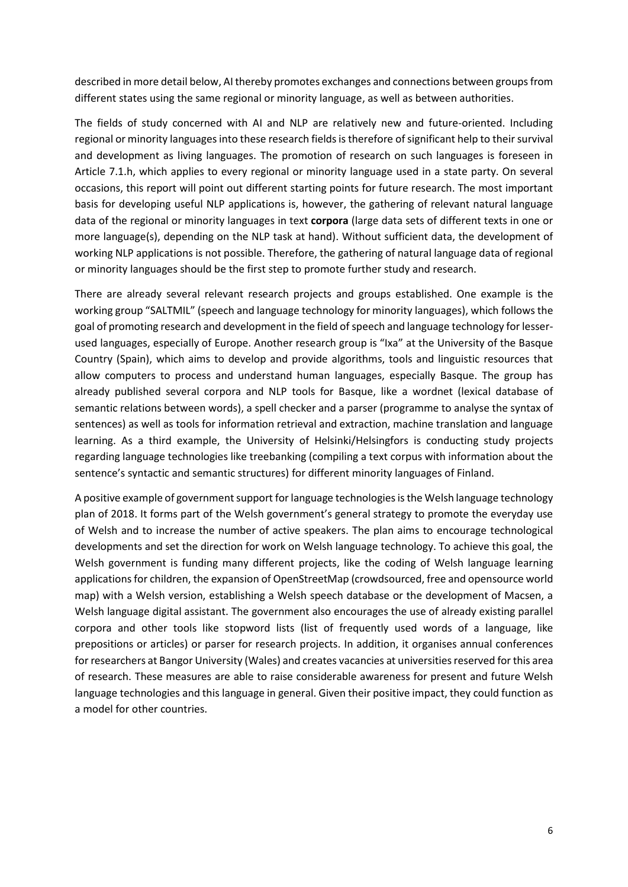described in more detail below, AI thereby promotes exchanges and connections between groups from different states using the same regional or minority language, as well as between authorities.

The fields of study concerned with AI and NLP are relatively new and future-oriented. Including regional or minority languages into these research fields is therefore of significant help to their survival and development as living languages. The promotion of research on such languages is foreseen in Article 7.1.h, which applies to every regional or minority language used in a state party. On several occasions, this report will point out different starting points for future research. The most important basis for developing useful NLP applications is, however, the gathering of relevant natural language data of the regional or minority languages in text **corpora** (large data sets of different texts in one or more language(s), depending on the NLP task at hand). Without sufficient data, the development of working NLP applications is not possible. Therefore, the gathering of natural language data of regional or minority languages should be the first step to promote further study and research.

There are already several relevant research projects and groups established. One example is the working group "SALTMIL" (speech and language technology for minority languages), which follows the goal of promoting research and development in the field of speech and language technology for lesser-used languages, especially of Europe. Another research group is "Ixa" at the University of the Basque Country (Spain), which aims to develop and provide algorithms, tools and linguistic resources that allow computers to process and understand human languages, especially Basque. The group has already published several corpora and NLP tools for Basque, like a wordnet (lexical database of semantic relations between words), a spell checker and a parser (programme to analyse the syntax of sentences) as well as tools for information retrieval and extraction, machine translation and language learning. As a third example, the University of Helsinki/Helsingfors is conducting study projects regarding language technologies like treebanking (compiling a text corpus with information about the sentence's syntactic and semantic structures) for different minority languages of Finland.

A positive example of government support for language technologies is the Welsh language technology plan of 2018. It forms part of the Welsh government's general strategy to promote the everyday use of Welsh and to increase the number of active speakers. The plan aims to encourage technological developments and set the direction for work on Welsh language technology. To achieve this goal, the Welsh government is funding many different projects, like the coding of Welsh language learning applications for children, the expansion of OpenStreetMap (crowdsourced, free and opensource world map) with a Welsh version, establishing a Welsh speech database or the development of Macsen, a Welsh language digital assistant. The government also encourages the use of already existing parallel corpora and other tools like stopword lists (list of frequently used words of a language, like prepositions or articles) or parser for research projects. In addition, it organises annual conferences for researchers at Bangor University (Wales) and creates vacancies at universities reserved for this area of research. These measures are able to raise considerable awareness for present and future Welsh language technologies and this language in general. Given their positive impact, they could function as a model for other countries.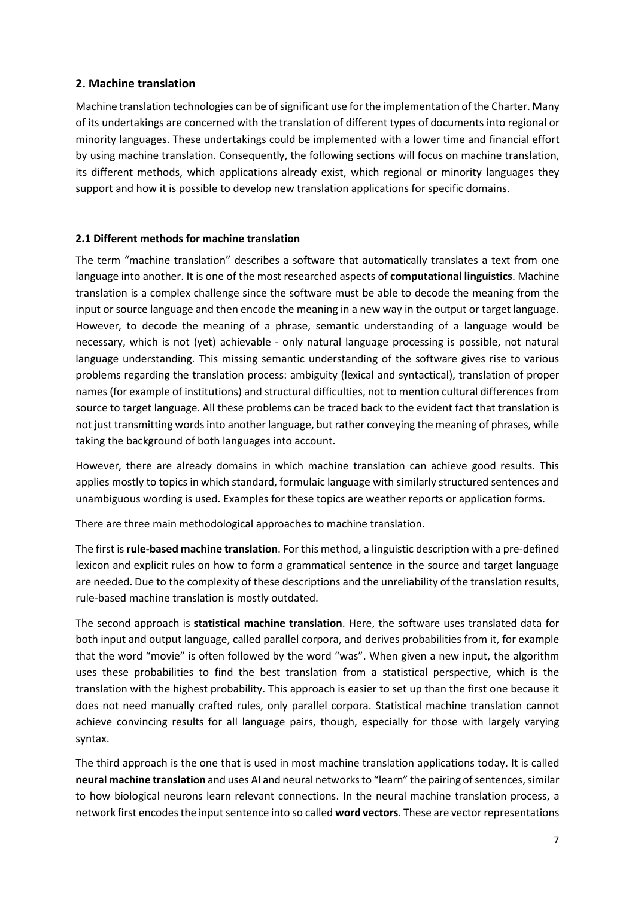## 2. Machine translation

Machine translation technologies can be of significant use for the implementation of the Charter. Many of its undertakings are concerned with the translation of different types of documents into regional or minority languages. These undertakings could be implemented with a lower time and financial effort by using machine translation. Consequently, the following sections will focus on machine translation, its different methods, which applications already exist, which regional or minority languages they support and how it is possible to develop new translation applications for specific domains.

### 2.1 Different methods for machine translation

The term "machine translation" describes a software that automatically translates a text from one language into another. It is one of the most researched aspects of **computational linguistics**. Machine translation is a complex challenge since the software must be able to decode the meaning from the input or source language and then encode the meaning in a new way in the output or target language. However, to decode the meaning of a phrase, semantic understanding of a language would be necessary, which is not (yet) achievable - only natural language processing is possible, not natural language understanding. This missing semantic understanding of the software gives rise to various problems regarding the translation process: ambiguity (lexical and syntactical), translation of proper names (for example of institutions) and structural difficulties, not to mention cultural differences from source to target language. All these problems can be traced back to the evident fact that translation is not just transmitting words into another language, but rather conveying the meaning of phrases, while taking the background of both languages into account.

However, there are already domains in which machine translation can achieve good results. This applies mostly to topics in which standard, formulaic language with similarly structured sentences and unambiguous wording is used. Examples for these topics are weather reports or application forms.

There are three main methodological approaches to machine translation.

The first is **rule-based machine translation**. For this method, a linguistic description with a pre-defined lexicon and explicit rules on how to form a grammatical sentence in the source and target language are needed. Due to the complexity of these descriptions and the unreliability of the translation results, rule-based machine translation is mostly outdated.

The second approach is **statistical machine translation**. Here, the software uses translated data for both input and output language, called parallel corpora, and derives probabilities from it, for example that the word "movie" is often followed by the word "was". When given a new input, the algorithm uses these probabilities to find the best translation from a statistical perspective, which is the translation with the highest probability. This approach is easier to set up than the first one because it does not need manually crafted rules, only parallel corpora. Statistical machine translation cannot achieve convincing results for all language pairs, though, especially for those with largely varying syntax.

The third approach is the one that is used in most machine translation applications today. It is called **neural machine translation** and uses AI and neural networks to "learn" the pairing of sentences, similar to how biological neurons learn relevant connections. In the neural machine translation process, a network first encodes the input sentence into so called **word vectors**. These are vector representations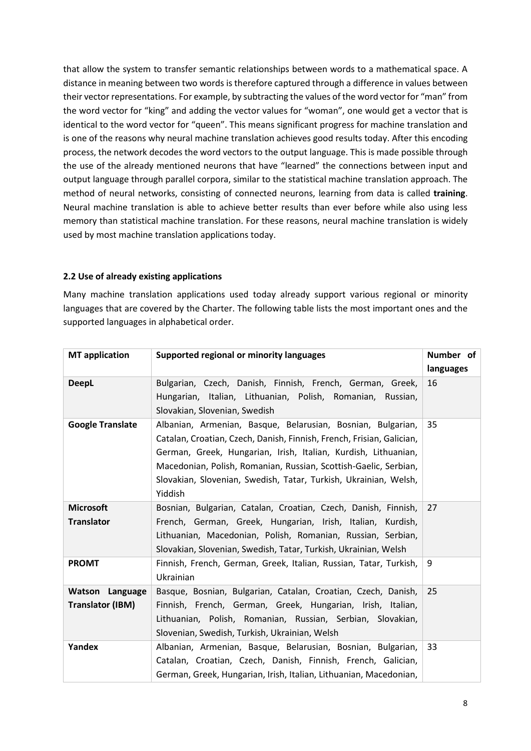that allow the system to transfer semantic relationships between words to a mathematical space. A distance in meaning between two words is therefore captured through a difference in values between their vector representations. For example, by subtracting the values of the word vector for "man" from the word vector for "king" and adding the vector values for "woman", one would get a vector that is identical to the word vector for "queen". This means significant progress for machine translation and is one of the reasons why neural machine translation achieves good results today. After this encoding process, the network decodes the word vectors to the output language. This is made possible through the use of the already mentioned neurons that have "learned" the connections between input and output language through parallel corpora, similar to the statistical machine translation approach. The method of neural networks, consisting of connected neurons, learning from data is called **training**. Neural machine translation is able to achieve better results than ever before while also using less memory than statistical machine translation. For these reasons, neural machine translation is widely used by most machine translation applications today.

### 2.2 Use of already existing applications

Many machine translation applications used today already support various regional or minority languages that are covered by the Charter. The following table lists the most important ones and the supported languages in alphabetical order.

| MT application | Supported regional or minority languages | Number of languages |
|---|---|---|
| **DeepL** | Bulgarian, Czech, Danish, Finnish, French, German, Greek, Hungarian, Italian, Lithuanian, Polish, Romanian, Russian, Slovakian, Slovenian, Swedish | 16 |
| **Google Translate** | Albanian, Armenian, Basque, Belarusian, Bosnian, Bulgarian, Catalan, Croatian, Czech, Danish, Finnish, French, Frisian, Galician, German, Greek, Hungarian, Irish, Italian, Kurdish, Lithuanian, Macedonian, Polish, Romanian, Russian, Scottish-Gaelic, Serbian, Slovakian, Slovenian, Swedish, Tatar, Turkish, Ukrainian, Welsh, Yiddish | 35 |
| **Microsoft Translator** | Bosnian, Bulgarian, Catalan, Croatian, Czech, Danish, Finnish, French, German, Greek, Hungarian, Irish, Italian, Kurdish, Lithuanian, Macedonian, Polish, Romanian, Russian, Serbian, Slovakian, Slovenian, Swedish, Tatar, Turkish, Ukrainian, Welsh | 27 |
| **PROMT** | Finnish, French, German, Greek, Italian, Russian, Tatar, Turkish, Ukrainian | 9 |
| **Watson Language Translator (IBM)** | Basque, Bosnian, Bulgarian, Catalan, Croatian, Czech, Danish, Finnish, French, German, Greek, Hungarian, Irish, Italian, Lithuanian, Polish, Romanian, Russian, Serbian, Slovakian, Slovenian, Swedish, Turkish, Ukrainian, Welsh | 25 |
| **Yandex** | Albanian, Armenian, Basque, Belarusian, Bosnian, Bulgarian, Catalan, Croatian, Czech, Danish, Finnish, French, Galician, German, Greek, Hungarian, Irish, Italian, Lithuanian, Macedonian, | 33 |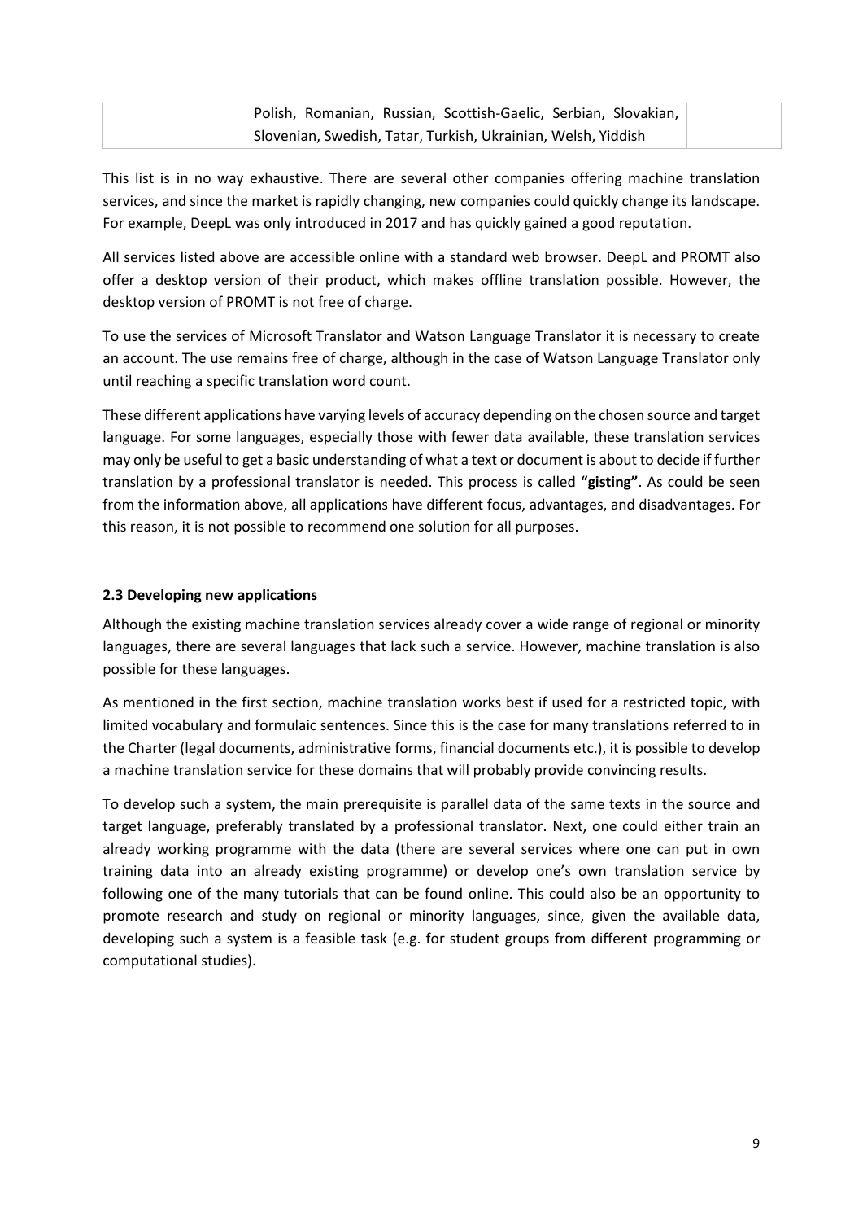|  | Polish, Romanian, Russian, Scottish-Gaelic, Serbian, Slovakian, Slovenian, Swedish, Tatar, Turkish, Ukrainian, Welsh, Yiddish |  |
|---|---|---|

This list is in no way exhaustive. There are several other companies offering machine translation services, and since the market is rapidly changing, new companies could quickly change its landscape. For example, DeepL was only introduced in 2017 and has quickly gained a good reputation.

All services listed above are accessible online with a standard web browser. DeepL and PROMT also offer a desktop version of their product, which makes offline translation possible. However, the desktop version of PROMT is not free of charge.

To use the services of Microsoft Translator and Watson Language Translator it is necessary to create an account. The use remains free of charge, although in the case of Watson Language Translator only until reaching a specific translation word count.

These different applications have varying levels of accuracy depending on the chosen source and target language. For some languages, especially those with fewer data available, these translation services may only be useful to get a basic understanding of what a text or document is about to decide if further translation by a professional translator is needed. This process is called **"gisting"**. As could be seen from the information above, all applications have different focus, advantages, and disadvantages. For this reason, it is not possible to recommend one solution for all purposes.

### 2.3 Developing new applications

Although the existing machine translation services already cover a wide range of regional or minority languages, there are several languages that lack such a service. However, machine translation is also possible for these languages.

As mentioned in the first section, machine translation works best if used for a restricted topic, with limited vocabulary and formulaic sentences. Since this is the case for many translations referred to in the Charter (legal documents, administrative forms, financial documents etc.), it is possible to develop a machine translation service for these domains that will probably provide convincing results.

To develop such a system, the main prerequisite is parallel data of the same texts in the source and target language, preferably translated by a professional translator. Next, one could either train an already working programme with the data (there are several services where one can put in own training data into an already existing programme) or develop one's own translation service by following one of the many tutorials that can be found online. This could also be an opportunity to promote research and study on regional or minority languages, since, given the available data, developing such a system is a feasible task (e.g. for student groups from different programming or computational studies).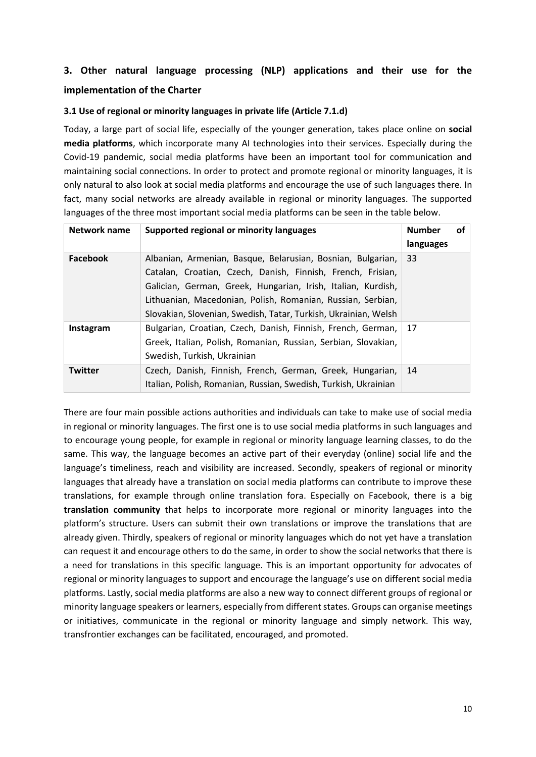## 3. Other natural language processing (NLP) applications and their use for the implementation of the Charter

### 3.1 Use of regional or minority languages in private life (Article 7.1.d)

Today, a large part of social life, especially of the younger generation, takes place online on **social media platforms**, which incorporate many AI technologies into their services. Especially during the Covid-19 pandemic, social media platforms have been an important tool for communication and maintaining social connections. In order to protect and promote regional or minority languages, it is only natural to also look at social media platforms and encourage the use of such languages there. In fact, many social networks are already available in regional or minority languages. The supported languages of the three most important social media platforms can be seen in the table below.

| Network name | Supported regional or minority languages | Number of languages |
|---|---|---|
| **Facebook** | Albanian, Armenian, Basque, Belarusian, Bosnian, Bulgarian, Catalan, Croatian, Czech, Danish, Finnish, French, Frisian, Galician, German, Greek, Hungarian, Irish, Italian, Kurdish, Lithuanian, Macedonian, Polish, Romanian, Russian, Serbian, Slovakian, Slovenian, Swedish, Tatar, Turkish, Ukrainian, Welsh | 33 |
| **Instagram** | Bulgarian, Croatian, Czech, Danish, Finnish, French, German, Greek, Italian, Polish, Romanian, Russian, Serbian, Slovakian, Swedish, Turkish, Ukrainian | 17 |
| **Twitter** | Czech, Danish, Finnish, French, German, Greek, Hungarian, Italian, Polish, Romanian, Russian, Swedish, Turkish, Ukrainian | 14 |

There are four main possible actions authorities and individuals can take to make use of social media in regional or minority languages. The first one is to use social media platforms in such languages and to encourage young people, for example in regional or minority language learning classes, to do the same. This way, the language becomes an active part of their everyday (online) social life and the language's timeliness, reach and visibility are increased. Secondly, speakers of regional or minority languages that already have a translation on social media platforms can contribute to improve these translations, for example through online translation fora. Especially on Facebook, there is a big **translation community** that helps to incorporate more regional or minority languages into the platform's structure. Users can submit their own translations or improve the translations that are already given. Thirdly, speakers of regional or minority languages which do not yet have a translation can request it and encourage others to do the same, in order to show the social networks that there is a need for translations in this specific language. This is an important opportunity for advocates of regional or minority languages to support and encourage the language's use on different social media platforms. Lastly, social media platforms are also a new way to connect different groups of regional or minority language speakers or learners, especially from different states. Groups can organise meetings or initiatives, communicate in the regional or minority language and simply network. This way, transfrontier exchanges can be facilitated, encouraged, and promoted.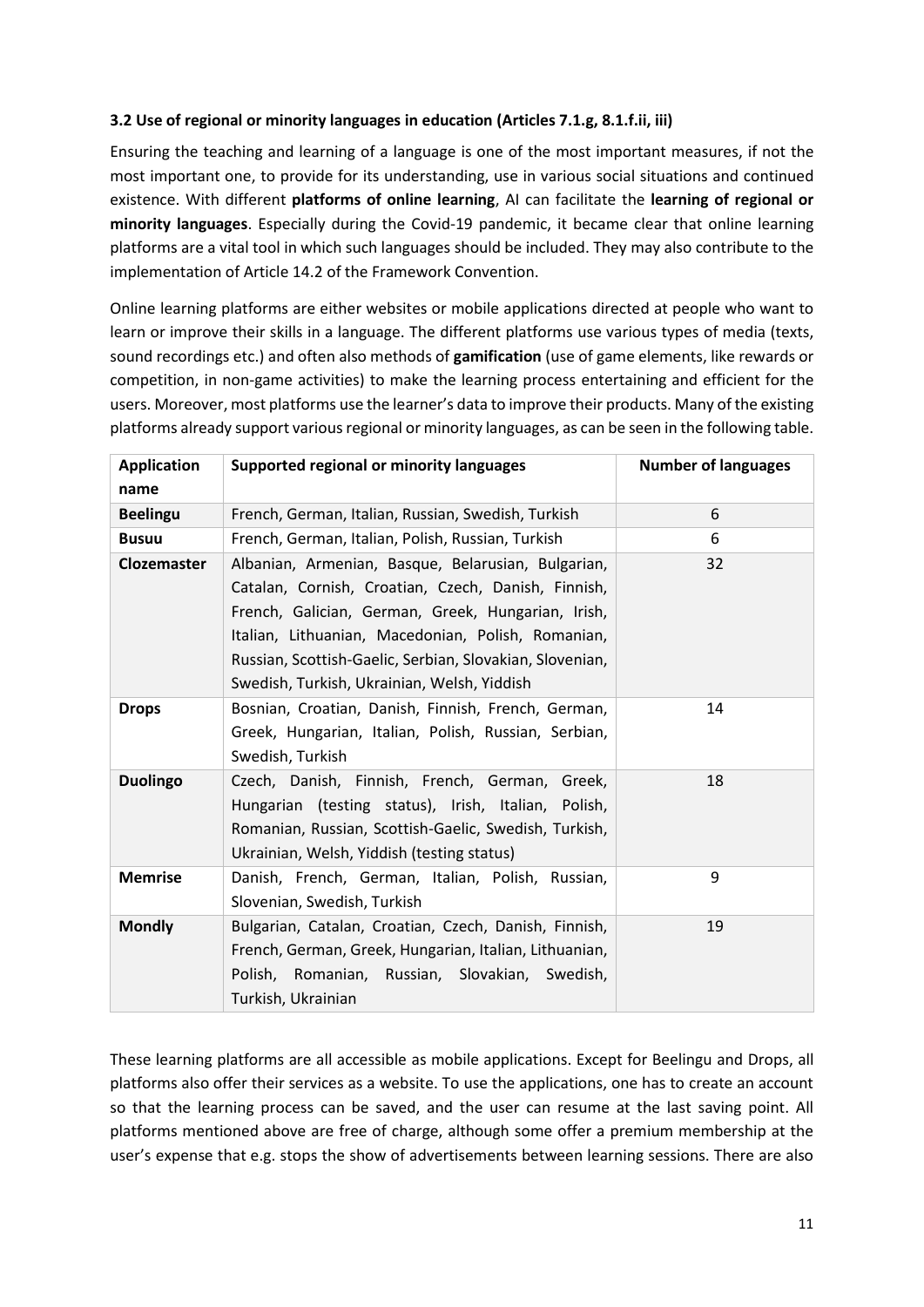### 3.2 Use of regional or minority languages in education (Articles 7.1.g, 8.1.f.ii, iii)

Ensuring the teaching and learning of a language is one of the most important measures, if not the most important one, to provide for its understanding, use in various social situations and continued existence. With different **platforms of online learning**, AI can facilitate the **learning of regional or minority languages**. Especially during the Covid-19 pandemic, it became clear that online learning platforms are a vital tool in which such languages should be included. They may also contribute to the implementation of Article 14.2 of the Framework Convention.

Online learning platforms are either websites or mobile applications directed at people who want to learn or improve their skills in a language. The different platforms use various types of media (texts, sound recordings etc.) and often also methods of **gamification** (use of game elements, like rewards or competition, in non-game activities) to make the learning process entertaining and efficient for the users. Moreover, most platforms use the learner's data to improve their products. Many of the existing platforms already support various regional or minority languages, as can be seen in the following table.

| Application name | Supported regional or minority languages | Number of languages |
|---|---|---|
| **Beelingu** | French, German, Italian, Russian, Swedish, Turkish | 6 |
| **Busuu** | French, German, Italian, Polish, Russian, Turkish | 6 |
| **Clozemaster** | Albanian, Armenian, Basque, Belarusian, Bulgarian, Catalan, Cornish, Croatian, Czech, Danish, Finnish, French, Galician, German, Greek, Hungarian, Irish, Italian, Lithuanian, Macedonian, Polish, Romanian, Russian, Scottish-Gaelic, Serbian, Slovakian, Slovenian, Swedish, Turkish, Ukrainian, Welsh, Yiddish | 32 |
| **Drops** | Bosnian, Croatian, Danish, Finnish, French, German, Greek, Hungarian, Italian, Polish, Russian, Serbian, Swedish, Turkish | 14 |
| **Duolingo** | Czech, Danish, Finnish, French, German, Greek, Hungarian (testing status), Irish, Italian, Polish, Romanian, Russian, Scottish-Gaelic, Swedish, Turkish, Ukrainian, Welsh, Yiddish (testing status) | 18 |
| **Memrise** | Danish, French, German, Italian, Polish, Russian, Slovenian, Swedish, Turkish | 9 |
| **Mondly** | Bulgarian, Catalan, Croatian, Czech, Danish, Finnish, French, German, Greek, Hungarian, Italian, Lithuanian, Polish, Romanian, Russian, Slovakian, Swedish, Turkish, Ukrainian | 19 |

These learning platforms are all accessible as mobile applications. Except for Beelingu and Drops, all platforms also offer their services as a website. To use the applications, one has to create an account so that the learning process can be saved, and the user can resume at the last saving point. All platforms mentioned above are free of charge, although some offer a premium membership at the user's expense that e.g. stops the show of advertisements between learning sessions. There are also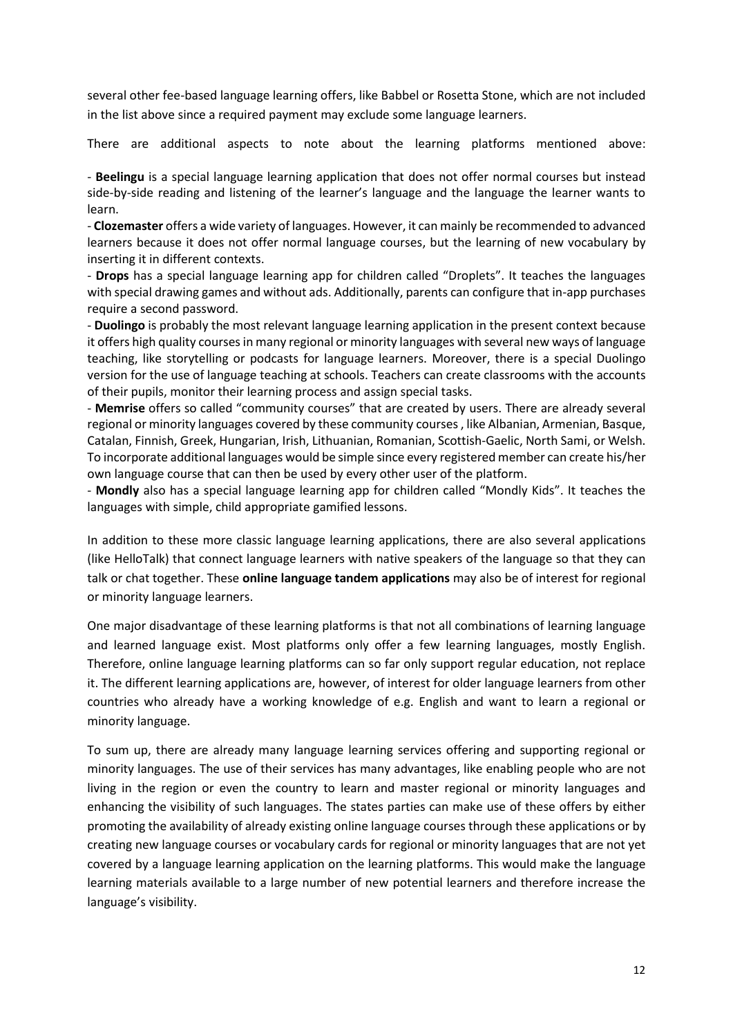several other fee-based language learning offers, like Babbel or Rosetta Stone, which are not included in the list above since a required payment may exclude some language learners.

There are additional aspects to note about the learning platforms mentioned above:

- **Beelingu** is a special language learning application that does not offer normal courses but instead side-by-side reading and listening of the learner's language and the language the learner wants to learn.
- **Clozemaster** offers a wide variety of languages. However, it can mainly be recommended to advanced learners because it does not offer normal language courses, but the learning of new vocabulary by inserting it in different contexts.
- **Drops** has a special language learning app for children called "Droplets". It teaches the languages with special drawing games and without ads. Additionally, parents can configure that in-app purchases require a second password.
- **Duolingo** is probably the most relevant language learning application in the present context because it offers high quality courses in many regional or minority languages with several new ways of language teaching, like storytelling or podcasts for language learners. Moreover, there is a special Duolingo version for the use of language teaching at schools. Teachers can create classrooms with the accounts of their pupils, monitor their learning process and assign special tasks.
- **Memrise** offers so called "community courses" that are created by users. There are already several regional or minority languages covered by these community courses , like Albanian, Armenian, Basque, Catalan, Finnish, Greek, Hungarian, Irish, Lithuanian, Romanian, Scottish-Gaelic, North Sami, or Welsh. To incorporate additional languages would be simple since every registered member can create his/her own language course that can then be used by every other user of the platform.
- **Mondly** also has a special language learning app for children called "Mondly Kids". It teaches the languages with simple, child appropriate gamified lessons.

In addition to these more classic language learning applications, there are also several applications (like HelloTalk) that connect language learners with native speakers of the language so that they can talk or chat together. These **online language tandem applications** may also be of interest for regional or minority language learners.

One major disadvantage of these learning platforms is that not all combinations of learning language and learned language exist. Most platforms only offer a few learning languages, mostly English. Therefore, online language learning platforms can so far only support regular education, not replace it. The different learning applications are, however, of interest for older language learners from other countries who already have a working knowledge of e.g. English and want to learn a regional or minority language.

To sum up, there are already many language learning services offering and supporting regional or minority languages. The use of their services has many advantages, like enabling people who are not living in the region or even the country to learn and master regional or minority languages and enhancing the visibility of such languages. The states parties can make use of these offers by either promoting the availability of already existing online language courses through these applications or by creating new language courses or vocabulary cards for regional or minority languages that are not yet covered by a language learning application on the learning platforms. This would make the language learning materials available to a large number of new potential learners and therefore increase the language's visibility.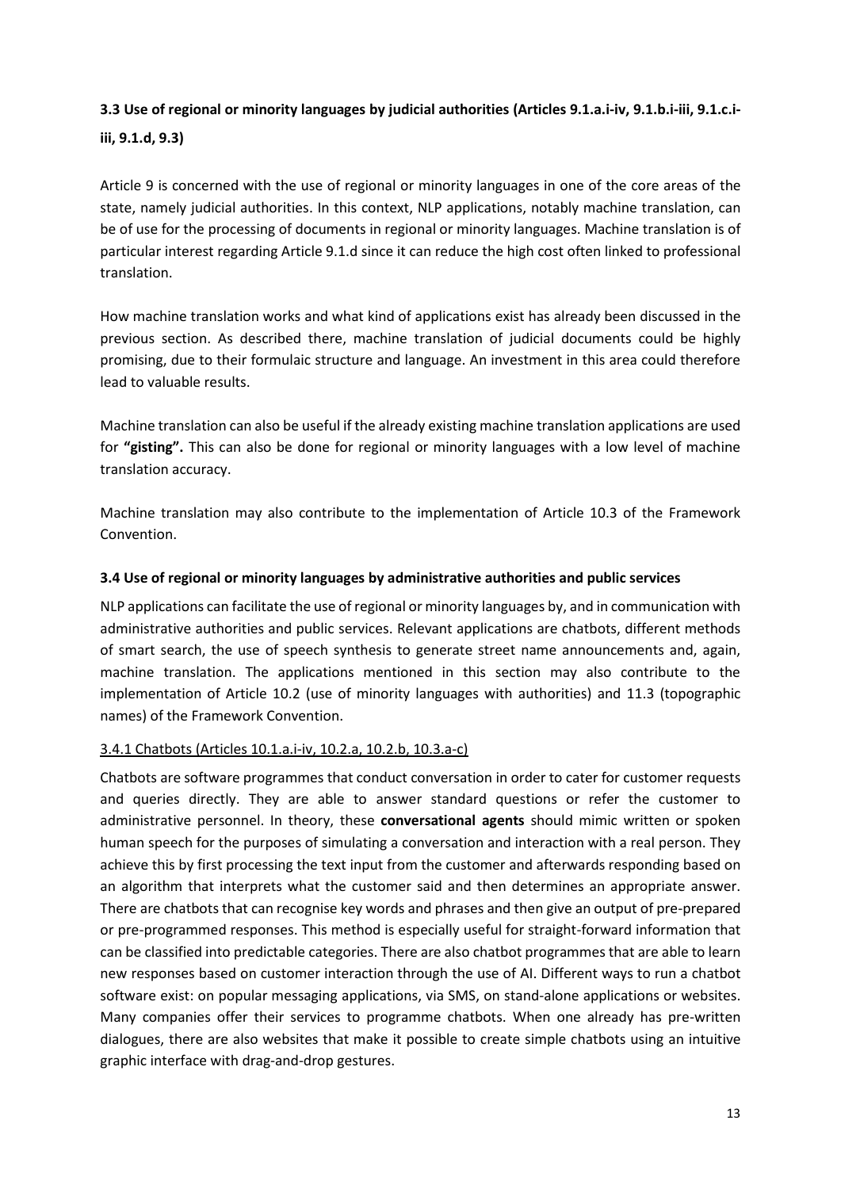### 3.3 Use of regional or minority languages by judicial authorities (Articles 9.1.a.i-iv, 9.1.b.i-iii, 9.1.c.i-iii, 9.1.d, 9.3)

Article 9 is concerned with the use of regional or minority languages in one of the core areas of the state, namely judicial authorities. In this context, NLP applications, notably machine translation, can be of use for the processing of documents in regional or minority languages. Machine translation is of particular interest regarding Article 9.1.d since it can reduce the high cost often linked to professional translation.

How machine translation works and what kind of applications exist has already been discussed in the previous section. As described there, machine translation of judicial documents could be highly promising, due to their formulaic structure and language. An investment in this area could therefore lead to valuable results.

Machine translation can also be useful if the already existing machine translation applications are used for **"gisting".** This can also be done for regional or minority languages with a low level of machine translation accuracy.

Machine translation may also contribute to the implementation of Article 10.3 of the Framework Convention.

### 3.4 Use of regional or minority languages by administrative authorities and public services

NLP applications can facilitate the use of regional or minority languages by, and in communication with administrative authorities and public services. Relevant applications are chatbots, different methods of smart search, the use of speech synthesis to generate street name announcements and, again, machine translation. The applications mentioned in this section may also contribute to the implementation of Article 10.2 (use of minority languages with authorities) and 11.3 (topographic names) of the Framework Convention.

#### 3.4.1 Chatbots (Articles 10.1.a.i-iv, 10.2.a, 10.2.b, 10.3.a-c)

Chatbots are software programmes that conduct conversation in order to cater for customer requests and queries directly. They are able to answer standard questions or refer the customer to administrative personnel. In theory, these **conversational agents** should mimic written or spoken human speech for the purposes of simulating a conversation and interaction with a real person. They achieve this by first processing the text input from the customer and afterwards responding based on an algorithm that interprets what the customer said and then determines an appropriate answer. There are chatbots that can recognise key words and phrases and then give an output of pre-prepared or pre-programmed responses. This method is especially useful for straight-forward information that can be classified into predictable categories. There are also chatbot programmes that are able to learn new responses based on customer interaction through the use of AI. Different ways to run a chatbot software exist: on popular messaging applications, via SMS, on stand-alone applications or websites. Many companies offer their services to programme chatbots. When one already has pre-written dialogues, there are also websites that make it possible to create simple chatbots using an intuitive graphic interface with drag-and-drop gestures.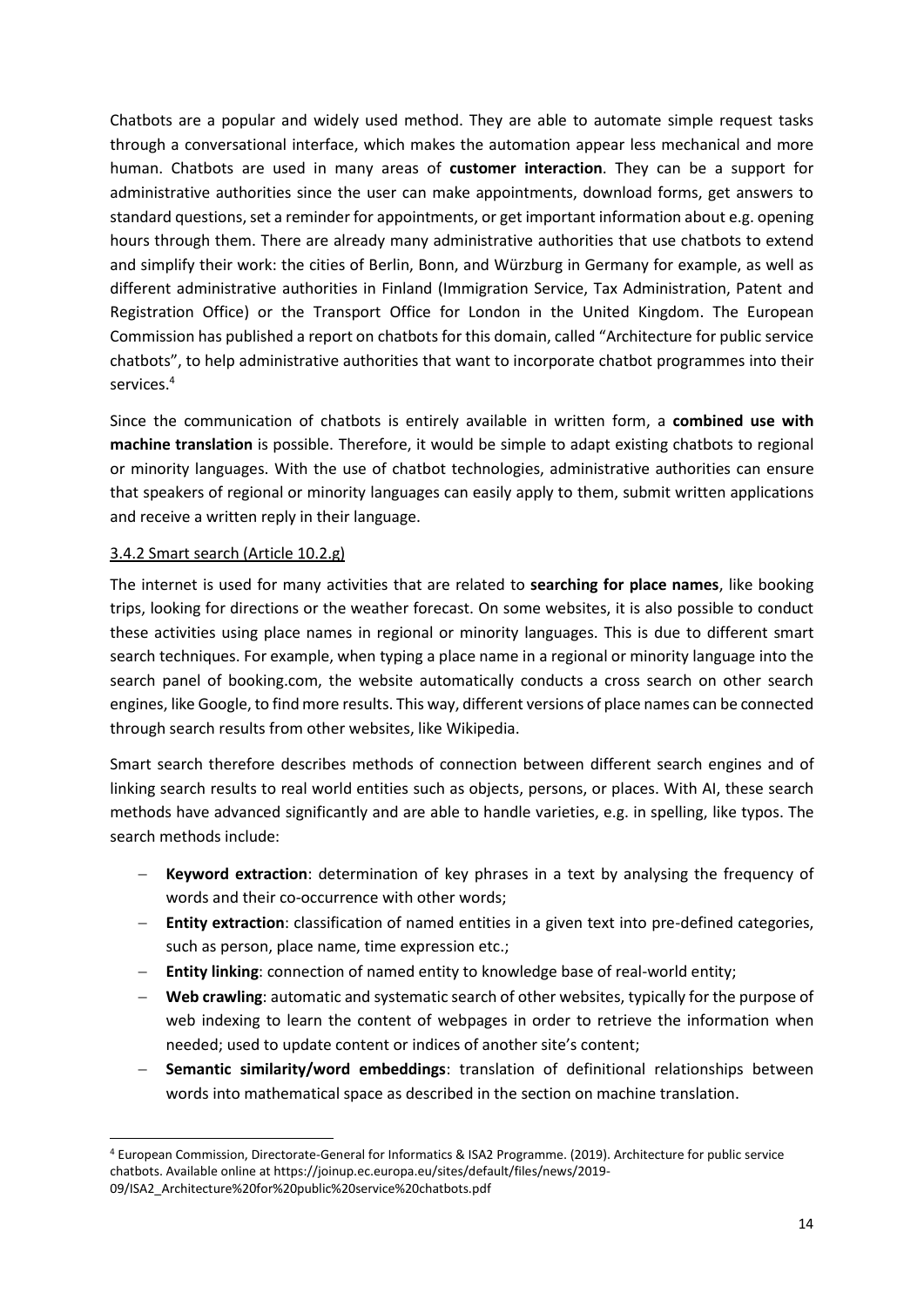Chatbots are a popular and widely used method. They are able to automate simple request tasks through a conversational interface, which makes the automation appear less mechanical and more human. Chatbots are used in many areas of **customer interaction**. They can be a support for administrative authorities since the user can make appointments, download forms, get answers to standard questions, set a reminder for appointments, or get important information about e.g. opening hours through them. There are already many administrative authorities that use chatbots to extend and simplify their work: the cities of Berlin, Bonn, and Würzburg in Germany for example, as well as different administrative authorities in Finland (Immigration Service, Tax Administration, Patent and Registration Office) or the Transport Office for London in the United Kingdom. The European Commission has published a report on chatbots for this domain, called "Architecture for public service chatbots", to help administrative authorities that want to incorporate chatbot programmes into their services.[4]

Since the communication of chatbots is entirely available in written form, a **combined use with machine translation** is possible. Therefore, it would be simple to adapt existing chatbots to regional or minority languages. With the use of chatbot technologies, administrative authorities can ensure that speakers of regional or minority languages can easily apply to them, submit written applications and receive a written reply in their language.

### 3.4.2 Smart search (Article 10.2.g)

The internet is used for many activities that are related to **searching for place names**, like booking trips, looking for directions or the weather forecast. On some websites, it is also possible to conduct these activities using place names in regional or minority languages. This is due to different smart search techniques. For example, when typing a place name in a regional or minority language into the search panel of booking.com, the website automatically conducts a cross search on other search engines, like Google, to find more results. This way, different versions of place names can be connected through search results from other websites, like Wikipedia.

Smart search therefore describes methods of connection between different search engines and of linking search results to real world entities such as objects, persons, or places. With AI, these search methods have advanced significantly and are able to handle varieties, e.g. in spelling, like typos. The search methods include:

- **Keyword extraction**: determination of key phrases in a text by analysing the frequency of words and their co-occurrence with other words;
- **Entity extraction**: classification of named entities in a given text into pre-defined categories, such as person, place name, time expression etc.;
- **Entity linking**: connection of named entity to knowledge base of real-world entity;
- **Web crawling**: automatic and systematic search of other websites, typically for the purpose of web indexing to learn the content of webpages in order to retrieve the information when needed; used to update content or indices of another site's content;
- **Semantic similarity/word embeddings**: translation of definitional relationships between words into mathematical space as described in the section on machine translation.

[4] European Commission, Directorate-General for Informatics & ISA2 Programme. (2019). Architecture for public service chatbots. Available online at https://joinup.ec.europa.eu/sites/default/files/news/2019-09/ISA2_Architecture%20for%20public%20service%20chatbots.pdf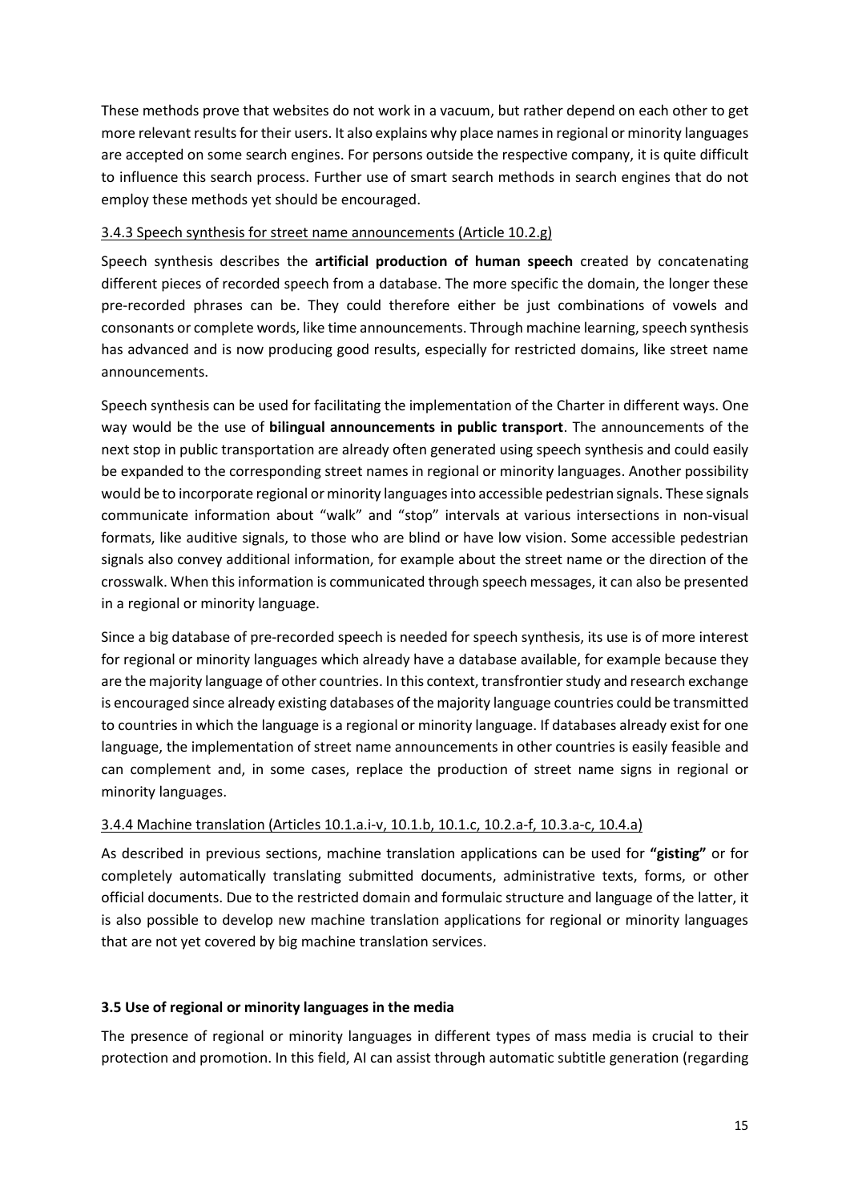These methods prove that websites do not work in a vacuum, but rather depend on each other to get more relevant results for their users. It also explains why place names in regional or minority languages are accepted on some search engines. For persons outside the respective company, it is quite difficult to influence this search process. Further use of smart search methods in search engines that do not employ these methods yet should be encouraged.

#### 3.4.3 Speech synthesis for street name announcements (Article 10.2.g)

Speech synthesis describes the **artificial production of human speech** created by concatenating different pieces of recorded speech from a database. The more specific the domain, the longer these pre-recorded phrases can be. They could therefore either be just combinations of vowels and consonants or complete words, like time announcements. Through machine learning, speech synthesis has advanced and is now producing good results, especially for restricted domains, like street name announcements.

Speech synthesis can be used for facilitating the implementation of the Charter in different ways. One way would be the use of **bilingual announcements in public transport**. The announcements of the next stop in public transportation are already often generated using speech synthesis and could easily be expanded to the corresponding street names in regional or minority languages. Another possibility would be to incorporate regional or minority languages into accessible pedestrian signals. These signals communicate information about "walk" and "stop" intervals at various intersections in non-visual formats, like auditive signals, to those who are blind or have low vision. Some accessible pedestrian signals also convey additional information, for example about the street name or the direction of the crosswalk. When this information is communicated through speech messages, it can also be presented in a regional or minority language.

Since a big database of pre-recorded speech is needed for speech synthesis, its use is of more interest for regional or minority languages which already have a database available, for example because they are the majority language of other countries. In this context, transfrontier study and research exchange is encouraged since already existing databases of the majority language countries could be transmitted to countries in which the language is a regional or minority language. If databases already exist for one language, the implementation of street name announcements in other countries is easily feasible and can complement and, in some cases, replace the production of street name signs in regional or minority languages.

#### 3.4.4 Machine translation (Articles 10.1.a.i-v, 10.1.b, 10.1.c, 10.2.a-f, 10.3.a-c, 10.4.a)

As described in previous sections, machine translation applications can be used for **"gisting"** or for completely automatically translating submitted documents, administrative texts, forms, or other official documents. Due to the restricted domain and formulaic structure and language of the latter, it is also possible to develop new machine translation applications for regional or minority languages that are not yet covered by big machine translation services.

### 3.5 Use of regional or minority languages in the media

The presence of regional or minority languages in different types of mass media is crucial to their protection and promotion. In this field, AI can assist through automatic subtitle generation (regarding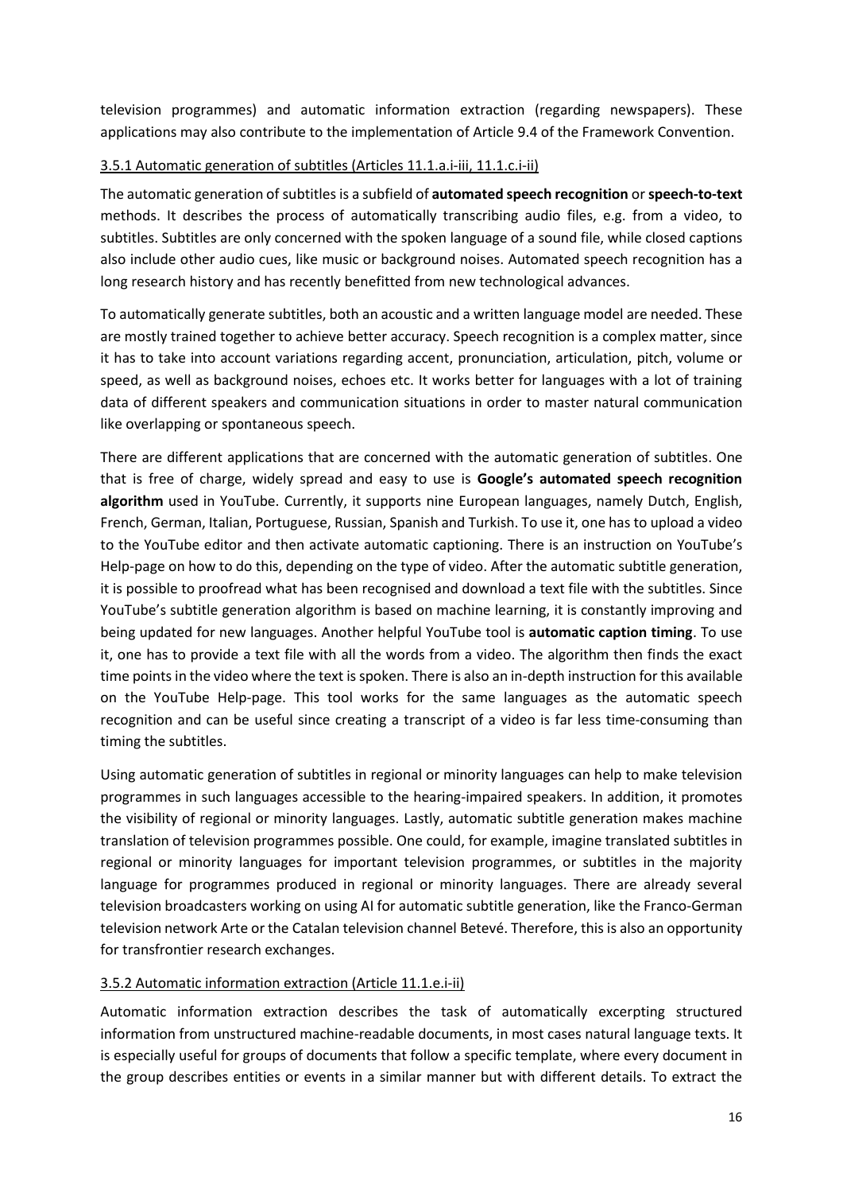television programmes) and automatic information extraction (regarding newspapers). These applications may also contribute to the implementation of Article 9.4 of the Framework Convention.

### 3.5.1 Automatic generation of subtitles (Articles 11.1.a.i-iii, 11.1.c.i-ii)

The automatic generation of subtitles is a subfield of **automated speech recognition** or **speech-to-text** methods. It describes the process of automatically transcribing audio files, e.g. from a video, to subtitles. Subtitles are only concerned with the spoken language of a sound file, while closed captions also include other audio cues, like music or background noises. Automated speech recognition has a long research history and has recently benefitted from new technological advances.

To automatically generate subtitles, both an acoustic and a written language model are needed. These are mostly trained together to achieve better accuracy. Speech recognition is a complex matter, since it has to take into account variations regarding accent, pronunciation, articulation, pitch, volume or speed, as well as background noises, echoes etc. It works better for languages with a lot of training data of different speakers and communication situations in order to master natural communication like overlapping or spontaneous speech.

There are different applications that are concerned with the automatic generation of subtitles. One that is free of charge, widely spread and easy to use is **Google's automated speech recognition algorithm** used in YouTube. Currently, it supports nine European languages, namely Dutch, English, French, German, Italian, Portuguese, Russian, Spanish and Turkish. To use it, one has to upload a video to the YouTube editor and then activate automatic captioning. There is an instruction on YouTube's Help-page on how to do this, depending on the type of video. After the automatic subtitle generation, it is possible to proofread what has been recognised and download a text file with the subtitles. Since YouTube's subtitle generation algorithm is based on machine learning, it is constantly improving and being updated for new languages. Another helpful YouTube tool is **automatic caption timing**. To use it, one has to provide a text file with all the words from a video. The algorithm then finds the exact time points in the video where the text is spoken. There is also an in-depth instruction for this available on the YouTube Help-page. This tool works for the same languages as the automatic speech recognition and can be useful since creating a transcript of a video is far less time-consuming than timing the subtitles.

Using automatic generation of subtitles in regional or minority languages can help to make television programmes in such languages accessible to the hearing-impaired speakers. In addition, it promotes the visibility of regional or minority languages. Lastly, automatic subtitle generation makes machine translation of television programmes possible. One could, for example, imagine translated subtitles in regional or minority languages for important television programmes, or subtitles in the majority language for programmes produced in regional or minority languages. There are already several television broadcasters working on using AI for automatic subtitle generation, like the Franco-German television network Arte or the Catalan television channel Betevé. Therefore, this is also an opportunity for transfrontier research exchanges.

### 3.5.2 Automatic information extraction (Article 11.1.e.i-ii)

Automatic information extraction describes the task of automatically excerpting structured information from unstructured machine-readable documents, in most cases natural language texts. It is especially useful for groups of documents that follow a specific template, where every document in the group describes entities or events in a similar manner but with different details. To extract the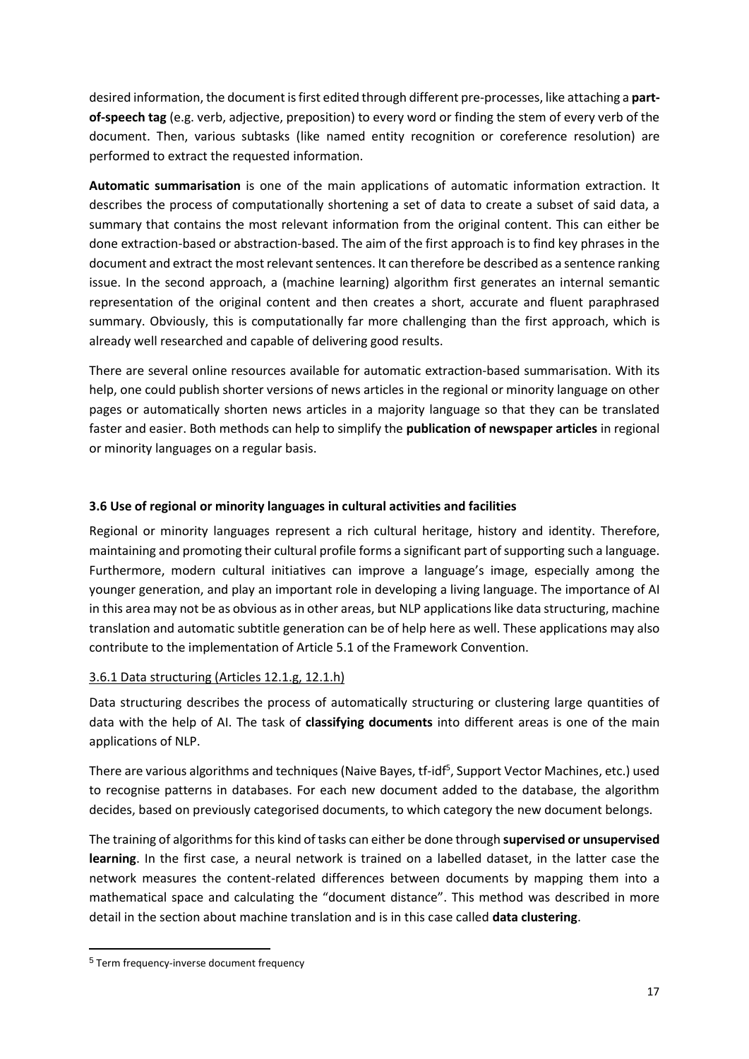desired information, the document is first edited through different pre-processes, like attaching a **part-of-speech tag** (e.g. verb, adjective, preposition) to every word or finding the stem of every verb of the document. Then, various subtasks (like named entity recognition or coreference resolution) are performed to extract the requested information.

**Automatic summarisation** is one of the main applications of automatic information extraction. It describes the process of computationally shortening a set of data to create a subset of said data, a summary that contains the most relevant information from the original content. This can either be done extraction-based or abstraction-based. The aim of the first approach is to find key phrases in the document and extract the most relevant sentences. It can therefore be described as a sentence ranking issue. In the second approach, a (machine learning) algorithm first generates an internal semantic representation of the original content and then creates a short, accurate and fluent paraphrased summary. Obviously, this is computationally far more challenging than the first approach, which is already well researched and capable of delivering good results.

There are several online resources available for automatic extraction-based summarisation. With its help, one could publish shorter versions of news articles in the regional or minority language on other pages or automatically shorten news articles in a majority language so that they can be translated faster and easier. Both methods can help to simplify the **publication of newspaper articles** in regional or minority languages on a regular basis.

### 3.6 Use of regional or minority languages in cultural activities and facilities

Regional or minority languages represent a rich cultural heritage, history and identity. Therefore, maintaining and promoting their cultural profile forms a significant part of supporting such a language. Furthermore, modern cultural initiatives can improve a language's image, especially among the younger generation, and play an important role in developing a living language. The importance of AI in this area may not be as obvious as in other areas, but NLP applications like data structuring, machine translation and automatic subtitle generation can be of help here as well. These applications may also contribute to the implementation of Article 5.1 of the Framework Convention.

#### 3.6.1 Data structuring (Articles 12.1.g, 12.1.h)

Data structuring describes the process of automatically structuring or clustering large quantities of data with the help of AI. The task of **classifying documents** into different areas is one of the main applications of NLP.

There are various algorithms and techniques (Naive Bayes, tf-idf[5], Support Vector Machines, etc.) used to recognise patterns in databases. For each new document added to the database, the algorithm decides, based on previously categorised documents, to which category the new document belongs.

The training of algorithms for this kind of tasks can either be done through **supervised or unsupervised learning**. In the first case, a neural network is trained on a labelled dataset, in the latter case the network measures the content-related differences between documents by mapping them into a mathematical space and calculating the "document distance". This method was described in more detail in the section about machine translation and is in this case called **data clustering**.

[5] Term frequency-inverse document frequency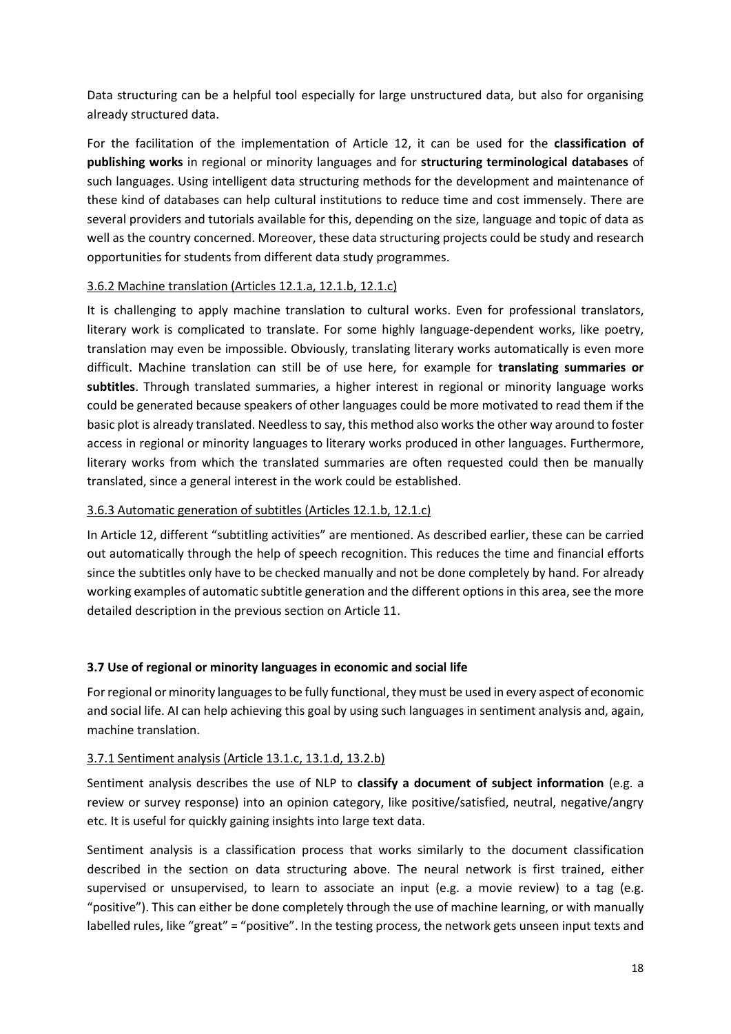Data structuring can be a helpful tool especially for large unstructured data, but also for organising already structured data.

For the facilitation of the implementation of Article 12, it can be used for the **classification of publishing works** in regional or minority languages and for **structuring terminological databases** of such languages. Using intelligent data structuring methods for the development and maintenance of these kind of databases can help cultural institutions to reduce time and cost immensely. There are several providers and tutorials available for this, depending on the size, language and topic of data as well as the country concerned. Moreover, these data structuring projects could be study and research opportunities for students from different data study programmes.

#### 3.6.2 Machine translation (Articles 12.1.a, 12.1.b, 12.1.c)

It is challenging to apply machine translation to cultural works. Even for professional translators, literary work is complicated to translate. For some highly language-dependent works, like poetry, translation may even be impossible. Obviously, translating literary works automatically is even more difficult. Machine translation can still be of use here, for example for **translating summaries or subtitles**. Through translated summaries, a higher interest in regional or minority language works could be generated because speakers of other languages could be more motivated to read them if the basic plot is already translated. Needless to say, this method also works the other way around to foster access in regional or minority languages to literary works produced in other languages. Furthermore, literary works from which the translated summaries are often requested could then be manually translated, since a general interest in the work could be established.

#### 3.6.3 Automatic generation of subtitles (Articles 12.1.b, 12.1.c)

In Article 12, different "subtitling activities" are mentioned. As described earlier, these can be carried out automatically through the help of speech recognition. This reduces the time and financial efforts since the subtitles only have to be checked manually and not be done completely by hand. For already working examples of automatic subtitle generation and the different options in this area, see the more detailed description in the previous section on Article 11.

### 3.7 Use of regional or minority languages in economic and social life

For regional or minority languages to be fully functional, they must be used in every aspect of economic and social life. AI can help achieving this goal by using such languages in sentiment analysis and, again, machine translation.

#### 3.7.1 Sentiment analysis (Article 13.1.c, 13.1.d, 13.2.b)

Sentiment analysis describes the use of NLP to **classify a document of subject information** (e.g. a review or survey response) into an opinion category, like positive/satisfied, neutral, negative/angry etc. It is useful for quickly gaining insights into large text data.

Sentiment analysis is a classification process that works similarly to the document classification described in the section on data structuring above. The neural network is first trained, either supervised or unsupervised, to learn to associate an input (e.g. a movie review) to a tag (e.g. "positive"). This can either be done completely through the use of machine learning, or with manually labelled rules, like "great" = "positive". In the testing process, the network gets unseen input texts and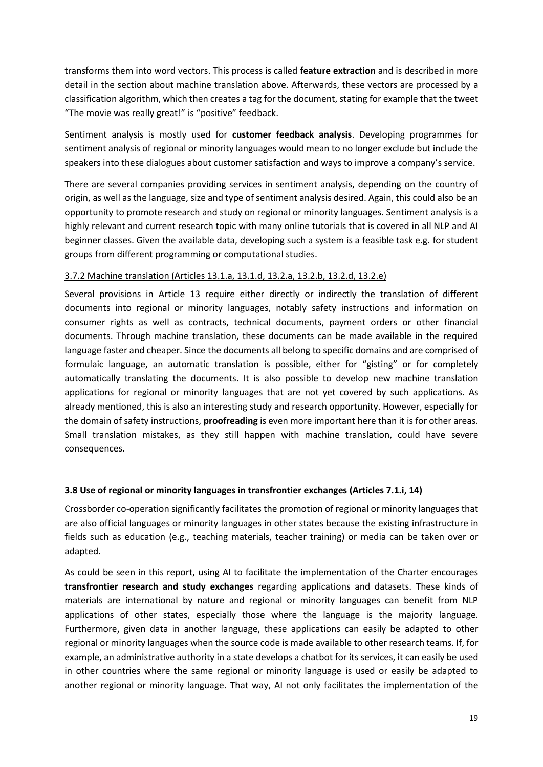transforms them into word vectors. This process is called **feature extraction** and is described in more detail in the section about machine translation above. Afterwards, these vectors are processed by a classification algorithm, which then creates a tag for the document, stating for example that the tweet "The movie was really great!" is "positive" feedback.

Sentiment analysis is mostly used for **customer feedback analysis**. Developing programmes for sentiment analysis of regional or minority languages would mean to no longer exclude but include the speakers into these dialogues about customer satisfaction and ways to improve a company's service.

There are several companies providing services in sentiment analysis, depending on the country of origin, as well as the language, size and type of sentiment analysis desired. Again, this could also be an opportunity to promote research and study on regional or minority languages. Sentiment analysis is a highly relevant and current research topic with many online tutorials that is covered in all NLP and AI beginner classes. Given the available data, developing such a system is a feasible task e.g. for student groups from different programming or computational studies.

#### 3.7.2 Machine translation (Articles 13.1.a, 13.1.d, 13.2.a, 13.2.b, 13.2.d, 13.2.e)

Several provisions in Article 13 require either directly or indirectly the translation of different documents into regional or minority languages, notably safety instructions and information on consumer rights as well as contracts, technical documents, payment orders or other financial documents. Through machine translation, these documents can be made available in the required language faster and cheaper. Since the documents all belong to specific domains and are comprised of formulaic language, an automatic translation is possible, either for "gisting" or for completely automatically translating the documents. It is also possible to develop new machine translation applications for regional or minority languages that are not yet covered by such applications. As already mentioned, this is also an interesting study and research opportunity. However, especially for the domain of safety instructions, **proofreading** is even more important here than it is for other areas. Small translation mistakes, as they still happen with machine translation, could have severe consequences.

### 3.8 Use of regional or minority languages in transfrontier exchanges (Articles 7.1.i, 14)

Crossborder co-operation significantly facilitates the promotion of regional or minority languages that are also official languages or minority languages in other states because the existing infrastructure in fields such as education (e.g., teaching materials, teacher training) or media can be taken over or adapted.

As could be seen in this report, using AI to facilitate the implementation of the Charter encourages **transfrontier research and study exchanges** regarding applications and datasets. These kinds of materials are international by nature and regional or minority languages can benefit from NLP applications of other states, especially those where the language is the majority language. Furthermore, given data in another language, these applications can easily be adapted to other regional or minority languages when the source code is made available to other research teams. If, for example, an administrative authority in a state develops a chatbot for its services, it can easily be used in other countries where the same regional or minority language is used or easily be adapted to another regional or minority language. That way, AI not only facilitates the implementation of the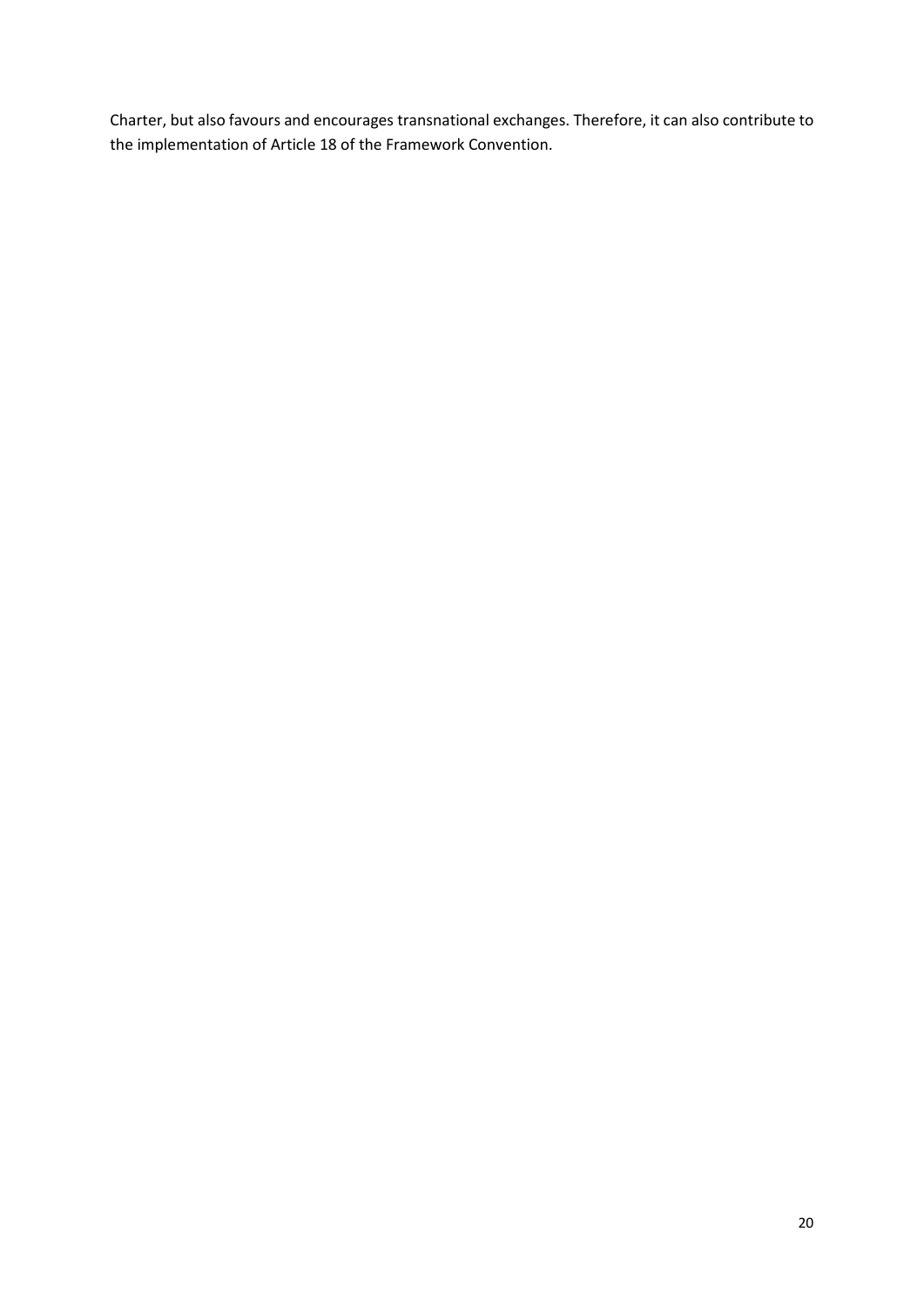Charter, but also favours and encourages transnational exchanges. Therefore, it can also contribute to the implementation of Article 18 of the Framework Convention.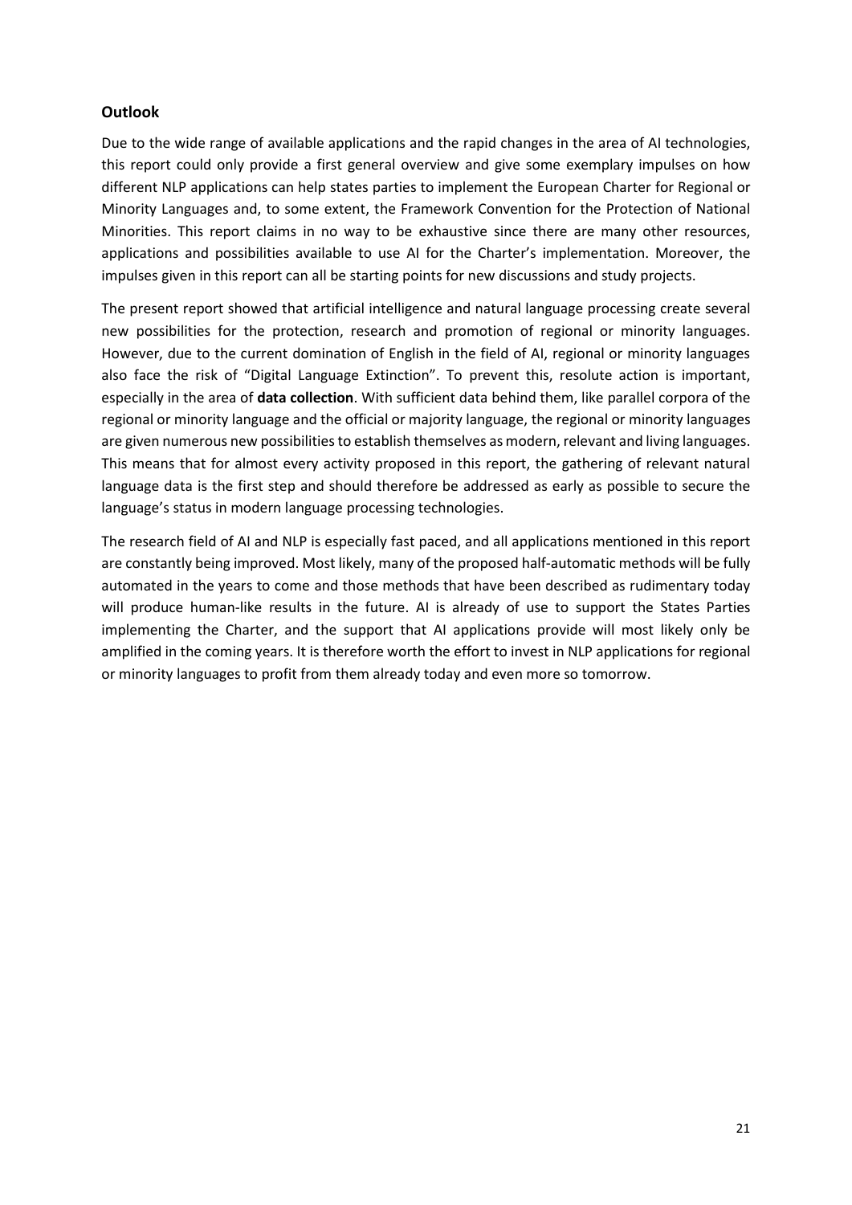## Outlook

Due to the wide range of available applications and the rapid changes in the area of AI technologies, this report could only provide a first general overview and give some exemplary impulses on how different NLP applications can help states parties to implement the European Charter for Regional or Minority Languages and, to some extent, the Framework Convention for the Protection of National Minorities. This report claims in no way to be exhaustive since there are many other resources, applications and possibilities available to use AI for the Charter's implementation. Moreover, the impulses given in this report can all be starting points for new discussions and study projects.

The present report showed that artificial intelligence and natural language processing create several new possibilities for the protection, research and promotion of regional or minority languages. However, due to the current domination of English in the field of AI, regional or minority languages also face the risk of "Digital Language Extinction". To prevent this, resolute action is important, especially in the area of **data collection**. With sufficient data behind them, like parallel corpora of the regional or minority language and the official or majority language, the regional or minority languages are given numerous new possibilities to establish themselves as modern, relevant and living languages. This means that for almost every activity proposed in this report, the gathering of relevant natural language data is the first step and should therefore be addressed as early as possible to secure the language's status in modern language processing technologies.

The research field of AI and NLP is especially fast paced, and all applications mentioned in this report are constantly being improved. Most likely, many of the proposed half-automatic methods will be fully automated in the years to come and those methods that have been described as rudimentary today will produce human-like results in the future. AI is already of use to support the States Parties implementing the Charter, and the support that AI applications provide will most likely only be amplified in the coming years. It is therefore worth the effort to invest in NLP applications for regional or minority languages to profit from them already today and even more so tomorrow.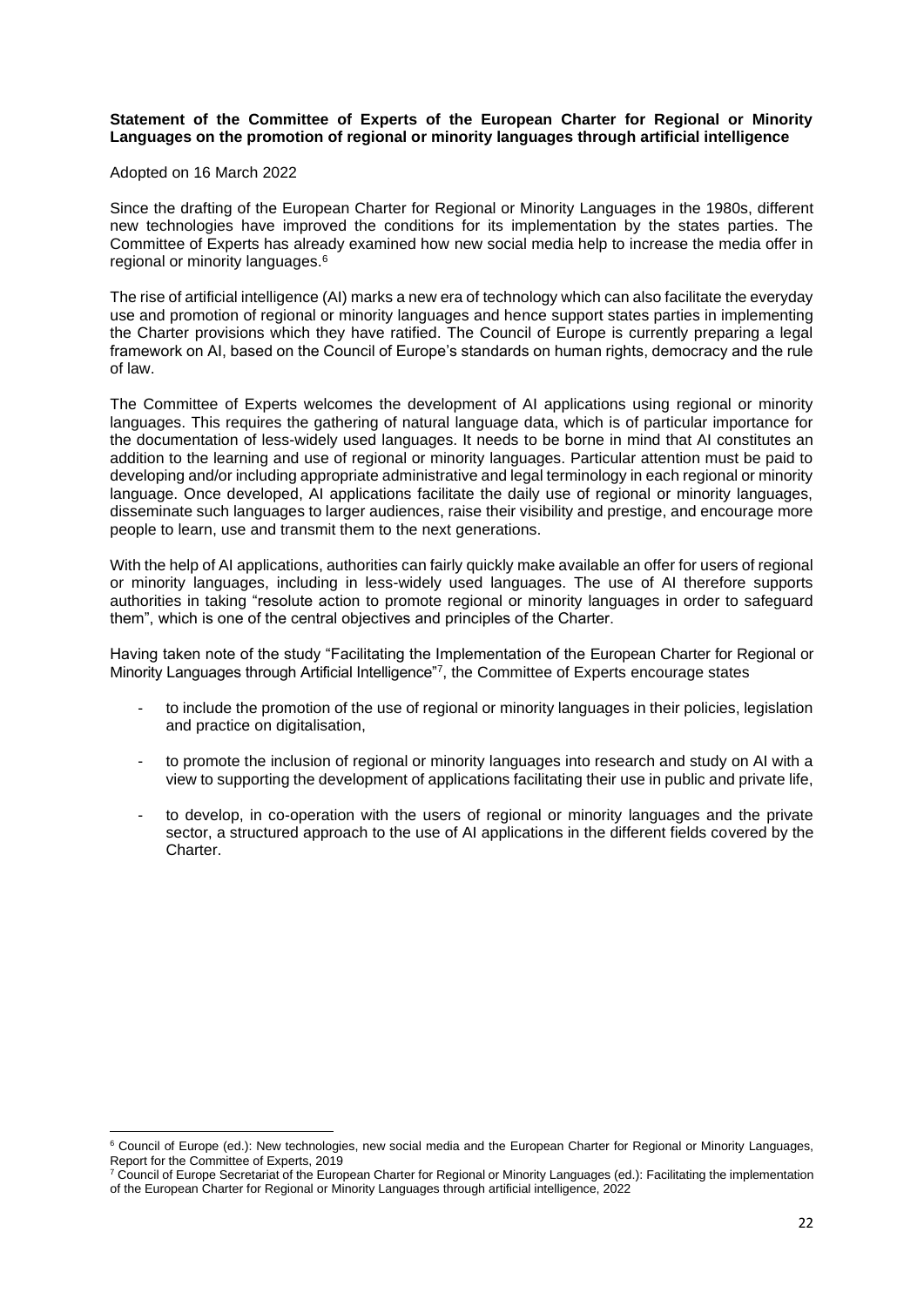**Statement of the Committee of Experts of the European Charter for Regional or Minority Languages on the promotion of regional or minority languages through artificial intelligence**

Adopted on 16 March 2022

Since the drafting of the European Charter for Regional or Minority Languages in the 1980s, different new technologies have improved the conditions for its implementation by the states parties. The Committee of Experts has already examined how new social media help to increase the media offer in regional or minority languages.[6]

The rise of artificial intelligence (AI) marks a new era of technology which can also facilitate the everyday use and promotion of regional or minority languages and hence support states parties in implementing the Charter provisions which they have ratified. The Council of Europe is currently preparing a legal framework on AI, based on the Council of Europe's standards on human rights, democracy and the rule of law.

The Committee of Experts welcomes the development of AI applications using regional or minority languages. This requires the gathering of natural language data, which is of particular importance for the documentation of less-widely used languages. It needs to be borne in mind that AI constitutes an addition to the learning and use of regional or minority languages. Particular attention must be paid to developing and/or including appropriate administrative and legal terminology in each regional or minority language. Once developed, AI applications facilitate the daily use of regional or minority languages, disseminate such languages to larger audiences, raise their visibility and prestige, and encourage more people to learn, use and transmit them to the next generations.

With the help of AI applications, authorities can fairly quickly make available an offer for users of regional or minority languages, including in less-widely used languages. The use of AI therefore supports authorities in taking "resolute action to promote regional or minority languages in order to safeguard them", which is one of the central objectives and principles of the Charter.

Having taken note of the study "Facilitating the Implementation of the European Charter for Regional or Minority Languages through Artificial Intelligence"[7], the Committee of Experts encourage states

- to include the promotion of the use of regional or minority languages in their policies, legislation and practice on digitalisation,
- to promote the inclusion of regional or minority languages into research and study on AI with a view to supporting the development of applications facilitating their use in public and private life,
- to develop, in co-operation with the users of regional or minority languages and the private sector, a structured approach to the use of AI applications in the different fields covered by the Charter.

---

[6] Council of Europe (ed.): New technologies, new social media and the European Charter for Regional or Minority Languages, Report for the Committee of Experts, 2019

[7] Council of Europe Secretariat of the European Charter for Regional or Minority Languages (ed.): Facilitating the implementation of the European Charter for Regional or Minority Languages through artificial intelligence, 2022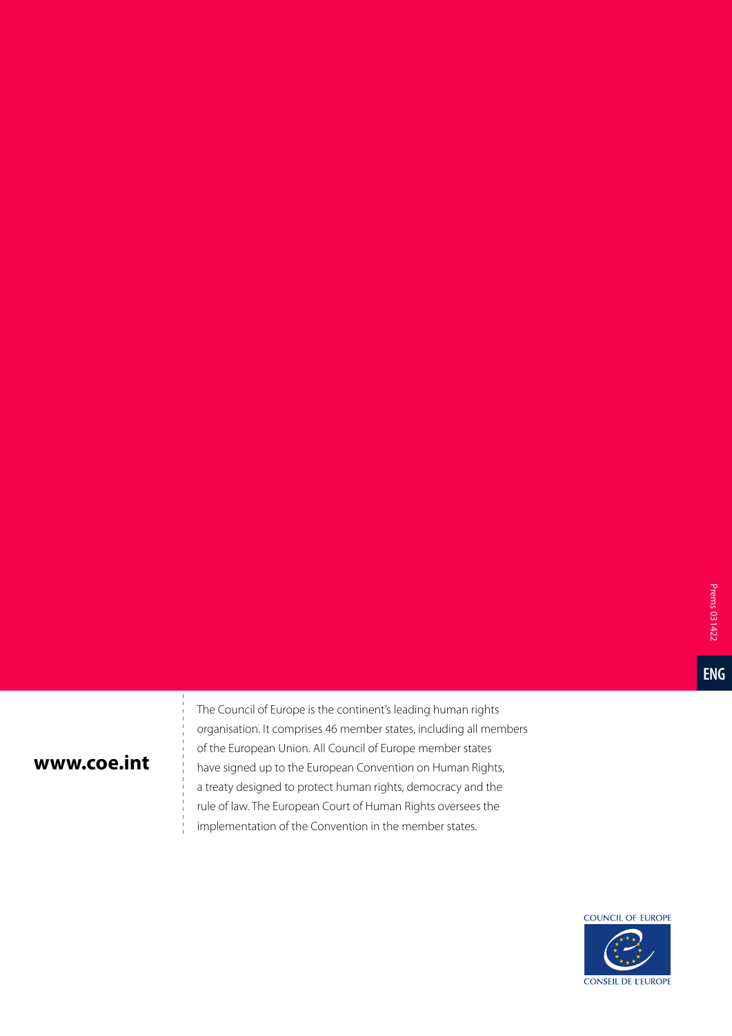Prems 031422

ENG

**www.coe.int**

The Council of Europe is the continent's leading human rights organisation. It comprises 46 member states, including all members of the European Union. All Council of Europe member states have signed up to the European Convention on Human Rights, a treaty designed to protect human rights, democracy and the rule of law. The European Court of Human Rights oversees the implementation of the Convention in the member states.

COUNCIL OF EUROPE

CONSEIL DE L'EUROPE